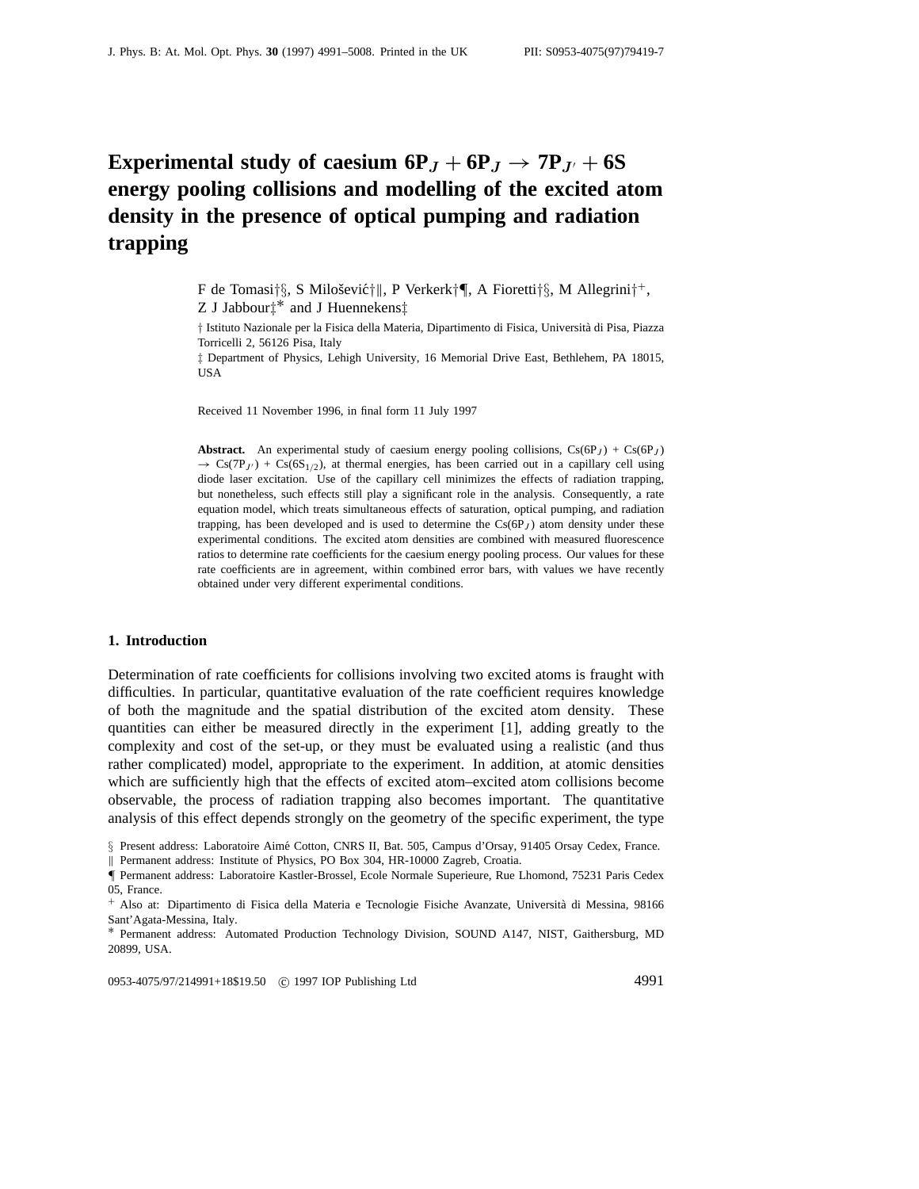# Experimental study of caesium $6P_J + 6P_J \rightarrow 7P_{J'} + 6S$ energy pooling collisions and modelling of the excited atom density in the presence of optical pumping and radiation trapping

F de Tomasi†§, S Milošević†‖, P Verkerk†¶, A Fioretti†§, M Allegrini†+, Z J Jabbour‡* and J Huennekens‡

† Istituto Nazionale per la Fisica della Materia, Dipartimento di Fisica, Università di Pisa, Piazza Torricelli 2, 56126 Pisa, Italy

‡ Department of Physics, Lehigh University, 16 Memorial Drive East, Bethlehem, PA 18015, USA

Received 11 November 1996, in final form 11 July 1997

**Abstract.** An experimental study of caesium energy pooling collisions, Cs($6P_J$) + Cs($6P_J$) $\rightarrow$ Cs($7P_{J'}$) + Cs($6S_{1/2}$), at thermal energies, has been carried out in a capillary cell using diode laser excitation. Use of the capillary cell minimizes the effects of radiation trapping, but nonetheless, such effects still play a significant role in the analysis. Consequently, a rate equation model, which treats simultaneous effects of saturation, optical pumping, and radiation trapping, has been developed and is used to determine the Cs($6P_J$) atom density under these experimental conditions. The excited atom densities are combined with measured fluorescence ratios to determine rate coefficients for the caesium energy pooling process. Our values for these rate coefficients are in agreement, within combined error bars, with values we have recently obtained under very different experimental conditions.

## 1. Introduction

Determination of rate coefficients for collisions involving two excited atoms is fraught with difficulties. In particular, quantitative evaluation of the rate coefficient requires knowledge of both the magnitude and the spatial distribution of the excited atom density. These quantities can either be measured directly in the experiment [1], adding greatly to the complexity and cost of the set-up, or they must be evaluated using a realistic (and thus rather complicated) model, appropriate to the experiment. In addition, at atomic densities which are sufficiently high that the effects of excited atom–excited atom collisions become observable, the process of radiation trapping also becomes important. The quantitative analysis of this effect depends strongly on the geometry of the specific experiment, the type

§ Present address: Laboratoire Aimé Cotton, CNRS II, Bat. 505, Campus d'Orsay, 91405 Orsay Cedex, France.

‖ Permanent address: Institute of Physics, PO Box 304, HR-10000 Zagreb, Croatia.

¶ Permanent address: Laboratoire Kastler-Brossel, Ecole Normale Superieure, Rue Lhomond, 75231 Paris Cedex 05, France.

+ Also at: Dipartimento di Fisica della Materia e Tecnologie Fisiche Avanzate, Università di Messina, 98166 Sant'Agata-Messina, Italy.

* Permanent address: Automated Production Technology Division, SOUND A147, NIST, Gaithersburg, MD 20899, USA.

0953-4075/97/214991+18$19.50 © 1997 IOP Publishing Ltd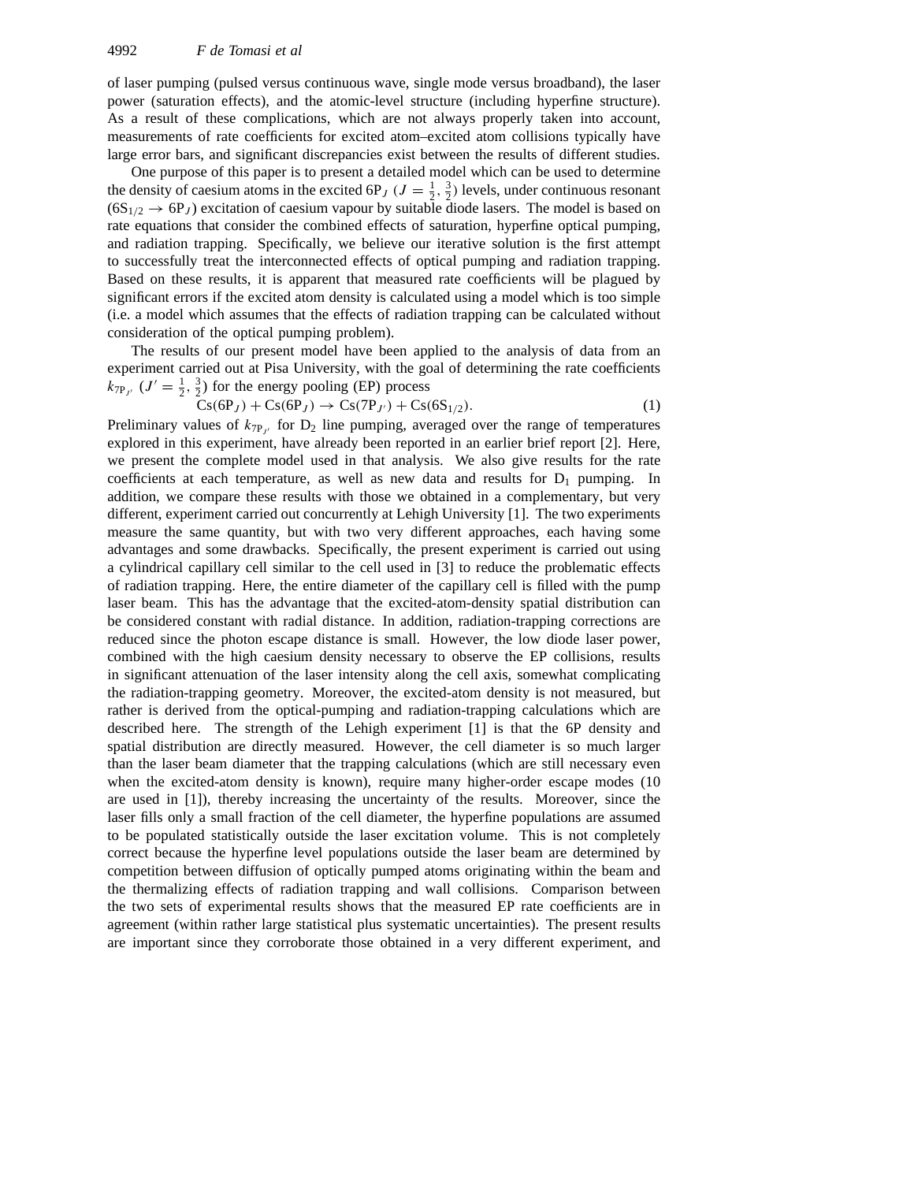of laser pumping (pulsed versus continuous wave, single mode versus broadband), the laser power (saturation effects), and the atomic-level structure (including hyperfine structure). As a result of these complications, which are not always properly taken into account, measurements of rate coefficients for excited atom–excited atom collisions typically have large error bars, and significant discrepancies exist between the results of different studies.

One purpose of this paper is to present a detailed model which can be used to determine the density of caesium atoms in the excited $6P_J$ ($J = \frac{1}{2}, \frac{3}{2}$) levels, under continuous resonant ($6S_{1/2} \rightarrow 6P_J$) excitation of caesium vapour by suitable diode lasers. The model is based on rate equations that consider the combined effects of saturation, hyperfine optical pumping, and radiation trapping. Specifically, we believe our iterative solution is the first attempt to successfully treat the interconnected effects of optical pumping and radiation trapping. Based on these results, it is apparent that measured rate coefficients will be plagued by significant errors if the excited atom density is calculated using a model which is too simple (i.e. a model which assumes that the effects of radiation trapping can be calculated without consideration of the optical pumping problem).

The results of our present model have been applied to the analysis of data from an experiment carried out at Pisa University, with the goal of determining the rate coefficients $k_{7P_{J'}}$ ($J' = \frac{1}{2}, \frac{3}{2}$) for the energy pooling (EP) process

$$\mathrm{Cs}(6P_J) + \mathrm{Cs}(6P_J) \rightarrow \mathrm{Cs}(7P_{J'}) + \mathrm{Cs}(6S_{1/2}). \tag{1}$$

Preliminary values of $k_{7P_{J'}}$ for $D_2$ line pumping, averaged over the range of temperatures explored in this experiment, have already been reported in an earlier brief report [2]. Here, we present the complete model used in that analysis. We also give results for the rate coefficients at each temperature, as well as new data and results for $D_1$ pumping. In addition, we compare these results with those we obtained in a complementary, but very different, experiment carried out concurrently at Lehigh University [1]. The two experiments measure the same quantity, but with two very different approaches, each having some advantages and some drawbacks. Specifically, the present experiment is carried out using a cylindrical capillary cell similar to the cell used in [3] to reduce the problematic effects of radiation trapping. Here, the entire diameter of the capillary cell is filled with the pump laser beam. This has the advantage that the excited-atom-density spatial distribution can be considered constant with radial distance. In addition, radiation-trapping corrections are reduced since the photon escape distance is small. However, the low diode laser power, combined with the high caesium density necessary to observe the EP collisions, results in significant attenuation of the laser intensity along the cell axis, somewhat complicating the radiation-trapping geometry. Moreover, the excited-atom density is not measured, but rather is derived from the optical-pumping and radiation-trapping calculations which are described here. The strength of the Lehigh experiment [1] is that the 6P density and spatial distribution are directly measured. However, the cell diameter is so much larger than the laser beam diameter that the trapping calculations (which are still necessary even when the excited-atom density is known), require many higher-order escape modes (10 are used in [1]), thereby increasing the uncertainty of the results. Moreover, since the laser fills only a small fraction of the cell diameter, the hyperfine populations are assumed to be populated statistically outside the laser excitation volume. This is not completely correct because the hyperfine level populations outside the laser beam are determined by competition between diffusion of optically pumped atoms originating within the beam and the thermalizing effects of radiation trapping and wall collisions. Comparison between the two sets of experimental results shows that the measured EP rate coefficients are in agreement (within rather large statistical plus systematic uncertainties). The present results are important since they corroborate those obtained in a very different experiment, and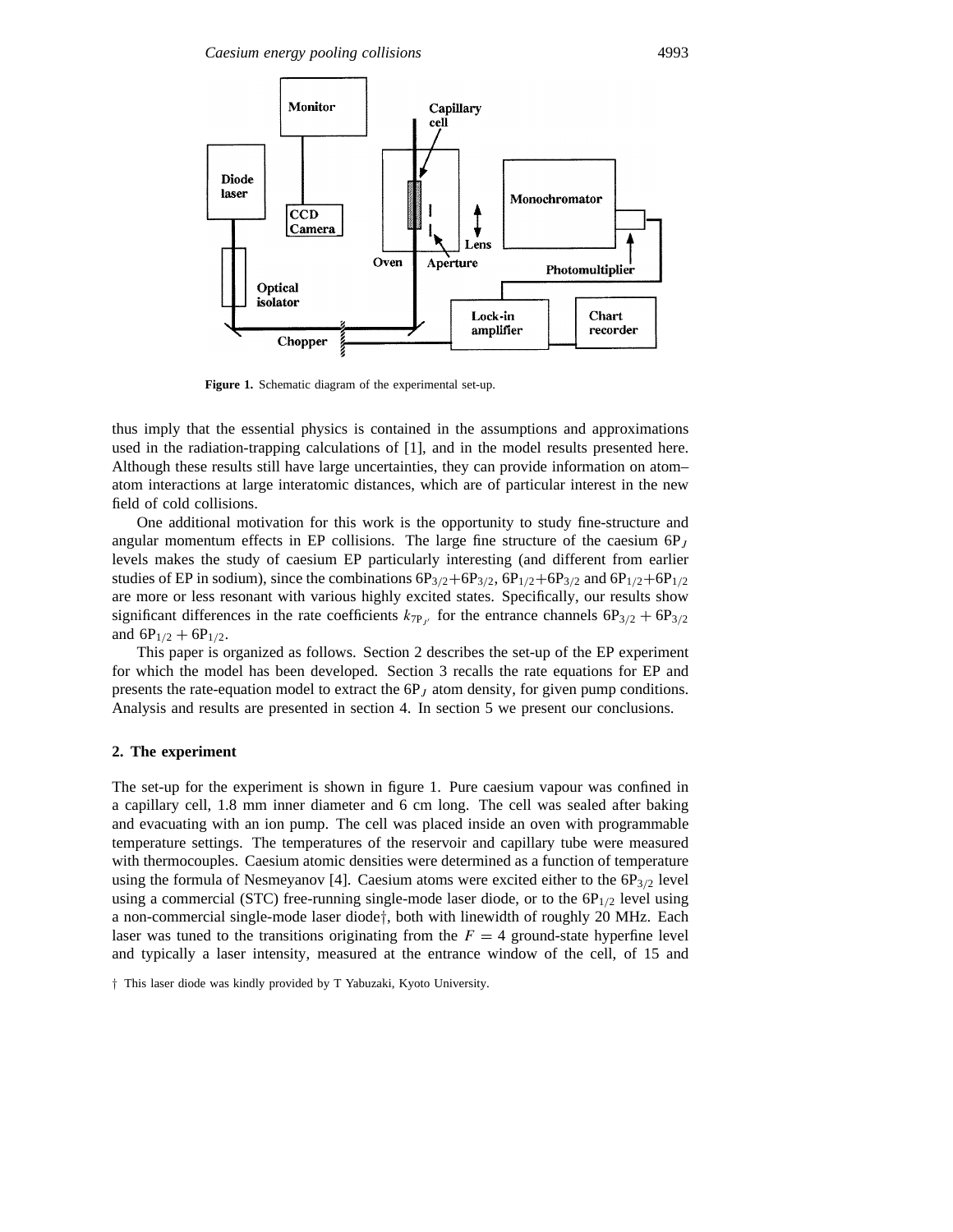Figure 1. Schematic diagram of the experimental set-up.

thus imply that the essential physics is contained in the assumptions and approximations used in the radiation-trapping calculations of [1], and in the model results presented here. Although these results still have large uncertainties, they can provide information on atom–atom interactions at large interatomic distances, which are of particular interest in the new field of cold collisions.

One additional motivation for this work is the opportunity to study fine-structure and angular momentum effects in EP collisions. The large fine structure of the caesium $6P_J$ levels makes the study of caesium EP particularly interesting (and different from earlier studies of EP in sodium), since the combinations $6P_{3/2}+6P_{3/2}$, $6P_{1/2}+6P_{3/2}$ and $6P_{1/2}+6P_{1/2}$ are more or less resonant with various highly excited states. Specifically, our results show significant differences in the rate coefficients $k_{7P_{J'}}$ for the entrance channels $6P_{3/2} + 6P_{3/2}$ and $6P_{1/2} + 6P_{1/2}$.

This paper is organized as follows. Section 2 describes the set-up of the EP experiment for which the model has been developed. Section 3 recalls the rate equations for EP and presents the rate-equation model to extract the $6P_J$ atom density, for given pump conditions. Analysis and results are presented in section 4. In section 5 we present our conclusions.

## 2. The experiment

The set-up for the experiment is shown in figure 1. Pure caesium vapour was confined in a capillary cell, 1.8 mm inner diameter and 6 cm long. The cell was sealed after baking and evacuating with an ion pump. The cell was placed inside an oven with programmable temperature settings. The temperatures of the reservoir and capillary tube were measured with thermocouples. Caesium atomic densities were determined as a function of temperature using the formula of Nesmeyanov [4]. Caesium atoms were excited either to the $6P_{3/2}$ level using a commercial (STC) free-running single-mode laser diode, or to the $6P_{1/2}$ level using a non-commercial single-mode laser diode†, both with linewidth of roughly 20 MHz. Each laser was tuned to the transitions originating from the $F = 4$ ground-state hyperfine level and typically a laser intensity, measured at the entrance window of the cell, of 15 and

† This laser diode was kindly provided by T Yabuzaki, Kyoto University.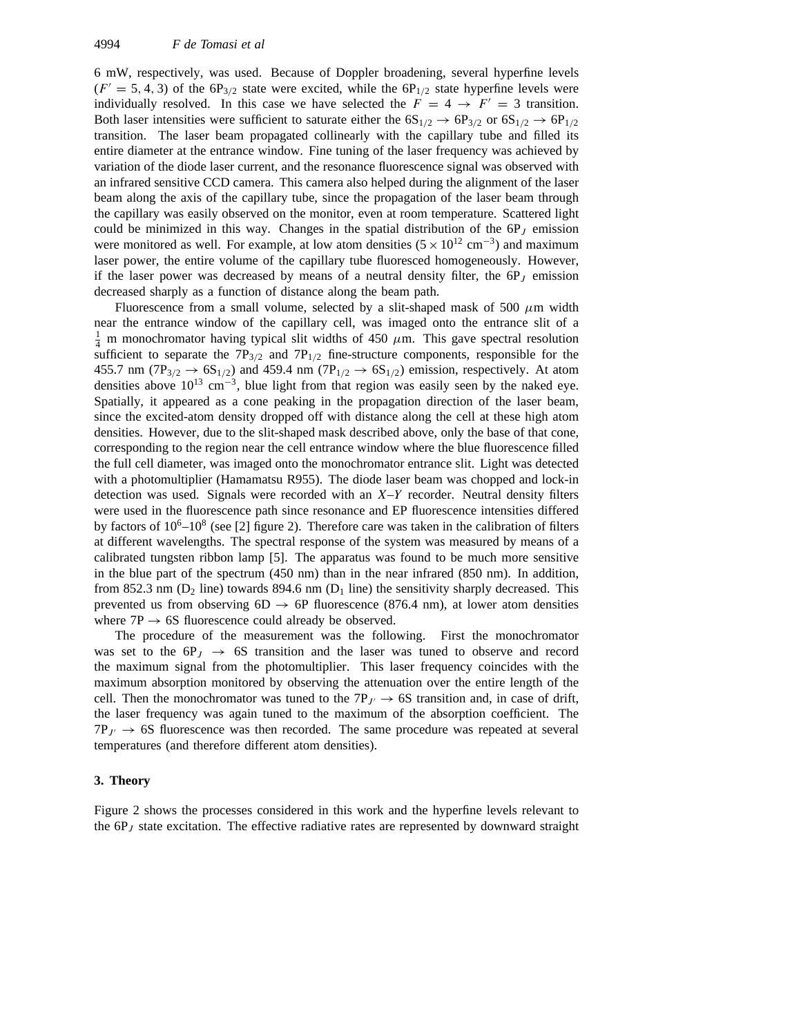6 mW, respectively, was used. Because of Doppler broadening, several hyperfine levels ($F' = 5, 4, 3$) of the $6P_{3/2}$ state were excited, while the $6P_{1/2}$ state hyperfine levels were individually resolved. In this case we have selected the $F = 4 \rightarrow F' = 3$ transition. Both laser intensities were sufficient to saturate either the $6S_{1/2} \rightarrow 6P_{3/2}$ or $6S_{1/2} \rightarrow 6P_{1/2}$ transition. The laser beam propagated collinearly with the capillary tube and filled its entire diameter at the entrance window. Fine tuning of the laser frequency was achieved by variation of the diode laser current, and the resonance fluorescence signal was observed with an infrared sensitive CCD camera. This camera also helped during the alignment of the laser beam along the axis of the capillary tube, since the propagation of the laser beam through the capillary was easily observed on the monitor, even at room temperature. Scattered light could be minimized in this way. Changes in the spatial distribution of the $6P_J$ emission were monitored as well. For example, at low atom densities ($5 \times 10^{12}$ cm$^{-3}$) and maximum laser power, the entire volume of the capillary tube fluoresced homogeneously. However, if the laser power was decreased by means of a neutral density filter, the $6P_J$ emission decreased sharply as a function of distance along the beam path.

Fluorescence from a small volume, selected by a slit-shaped mask of 500 $\mu$m width near the entrance window of the capillary cell, was imaged onto the entrance slit of a $\frac{1}{4}$ m monochromator having typical slit widths of 450 $\mu$m. This gave spectral resolution sufficient to separate the $7P_{3/2}$ and $7P_{1/2}$ fine-structure components, responsible for the 455.7 nm ($7P_{3/2} \rightarrow 6S_{1/2}$) and 459.4 nm ($7P_{1/2} \rightarrow 6S_{1/2}$) emission, respectively. At atom densities above $10^{13}$ cm$^{-3}$, blue light from that region was easily seen by the naked eye. Spatially, it appeared as a cone peaking in the propagation direction of the laser beam, since the excited-atom density dropped off with distance along the cell at these high atom densities. However, due to the slit-shaped mask described above, only the base of that cone, corresponding to the region near the cell entrance window where the blue fluorescence filled the full cell diameter, was imaged onto the monochromator entrance slit. Light was detected with a photomultiplier (Hamamatsu R955). The diode laser beam was chopped and lock-in detection was used. Signals were recorded with an $X$–$Y$ recorder. Neutral density filters were used in the fluorescence path since resonance and EP fluorescence intensities differed by factors of $10^6$–$10^8$ (see [2] figure 2). Therefore care was taken in the calibration of filters at different wavelengths. The spectral response of the system was measured by means of a calibrated tungsten ribbon lamp [5]. The apparatus was found to be much more sensitive in the blue part of the spectrum (450 nm) than in the near infrared (850 nm). In addition, from 852.3 nm ($D_2$ line) towards 894.6 nm ($D_1$ line) the sensitivity sharply decreased. This prevented us from observing $6D \rightarrow 6P$ fluorescence (876.4 nm), at lower atom densities where $7P \rightarrow 6S$ fluorescence could already be observed.

The procedure of the measurement was the following. First the monochromator was set to the $6P_J \rightarrow 6S$ transition and the laser was tuned to observe and record the maximum signal from the photomultiplier. This laser frequency coincides with the maximum absorption monitored by observing the attenuation over the entire length of the cell. Then the monochromator was tuned to the $7P_{J'} \rightarrow 6S$ transition and, in case of drift, the laser frequency was again tuned to the maximum of the absorption coefficient. The $7P_{J'} \rightarrow 6S$ fluorescence was then recorded. The same procedure was repeated at several temperatures (and therefore different atom densities).

## 3. Theory

Figure 2 shows the processes considered in this work and the hyperfine levels relevant to the $6P_J$ state excitation. The effective radiative rates are represented by downward straight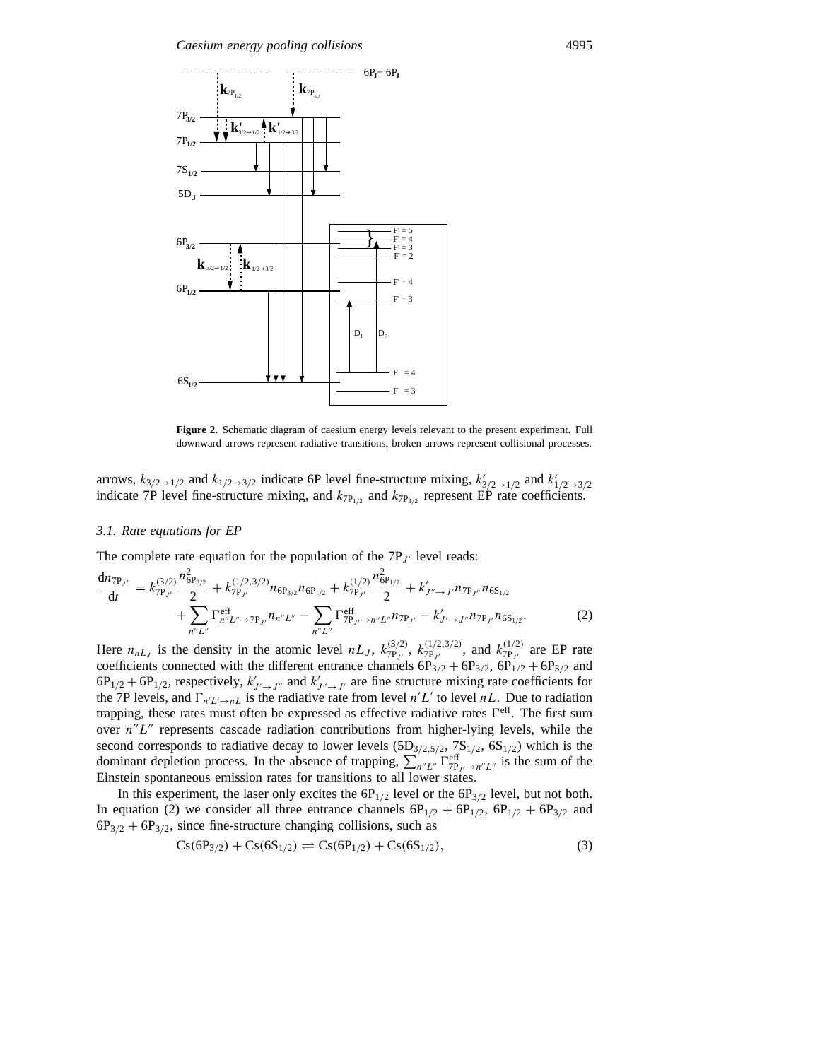**Figure 2.** Schematic diagram of caesium energy levels relevant to the present experiment. Full downward arrows represent radiative transitions, broken arrows represent collisional processes.

arrows, $k_{3/2\to 1/2}$ and $k_{1/2\to 3/2}$ indicate 6P level fine-structure mixing, $k'_{3/2\to 1/2}$ and $k'_{1/2\to 3/2}$ indicate 7P level fine-structure mixing, and $k_{7P_{1/2}}$ and $k_{7P_{3/2}}$ represent EP rate coefficients.

### 3.1. Rate equations for EP

The complete rate equation for the population of the $7P_{J'}$ level reads:

$$\frac{dn_{7P_{J'}}}{dt} = k_{7P_{J'}}^{(3/2)} \frac{n_{6P_{3/2}}^2}{2} + k_{7P_{J'}}^{(1/2,3/2)} n_{6P_{3/2}} n_{6P_{1/2}} + k_{7P_{J'}}^{(1/2)} \frac{n_{6P_{1/2}}^2}{2} + k'_{J''\to J'} n_{7P_{J''}} n_{6S_{1/2}} + \sum_{n''L''} \Gamma^{\text{eff}}_{n''L''\to 7P_{J'}} n_{n''L''} - \sum_{n''L''} \Gamma^{\text{eff}}_{7P_{J'}\to n''L''} n_{7P_{J'}} - k'_{J'\to J''} n_{7P_{J'}} n_{6S_{1/2}}. \tag{2}$$

Here $n_{nL_J}$ is the density in the atomic level $nL_J$, $k_{7P_{J'}}^{(3/2)}$, $k_{7P_{J'}}^{(1/2,3/2)}$, and $k_{7P_{J'}}^{(1/2)}$ are EP rate coefficients connected with the different entrance channels $6P_{3/2}+6P_{3/2}$, $6P_{1/2}+6P_{3/2}$ and $6P_{1/2}+6P_{1/2}$, respectively, $k'_{J'\to J''}$ and $k'_{J''\to J'}$ are fine structure mixing rate coefficients for the 7P levels, and $\Gamma_{n'L'\to nL}$ is the radiative rate from level $n'L'$ to level $nL$. Due to radiation trapping, these rates must often be expressed as effective radiative rates $\Gamma^{\text{eff}}$. The first sum over $n''L''$ represents cascade radiation contributions from higher-lying levels, while the second corresponds to radiative decay to lower levels ($5D_{3/2,5/2}$, $7S_{1/2}$, $6S_{1/2}$) which is the dominant depletion process. In the absence of trapping, $\sum_{n''L''} \Gamma^{\text{eff}}_{7P_{J'}\to n''L''}$ is the sum of the Einstein spontaneous emission rates for transitions to all lower states.

In this experiment, the laser only excites the $6P_{1/2}$ level or the $6P_{3/2}$ level, but not both. In equation (2) we consider all three entrance channels $6P_{1/2}+6P_{1/2}$, $6P_{1/2}+6P_{3/2}$ and $6P_{3/2}+6P_{3/2}$, since fine-structure changing collisions, such as

$$\text{Cs}(6P_{3/2}) + \text{Cs}(6S_{1/2}) \rightleftharpoons \text{Cs}(6P_{1/2}) + \text{Cs}(6S_{1/2}), \tag{3}$$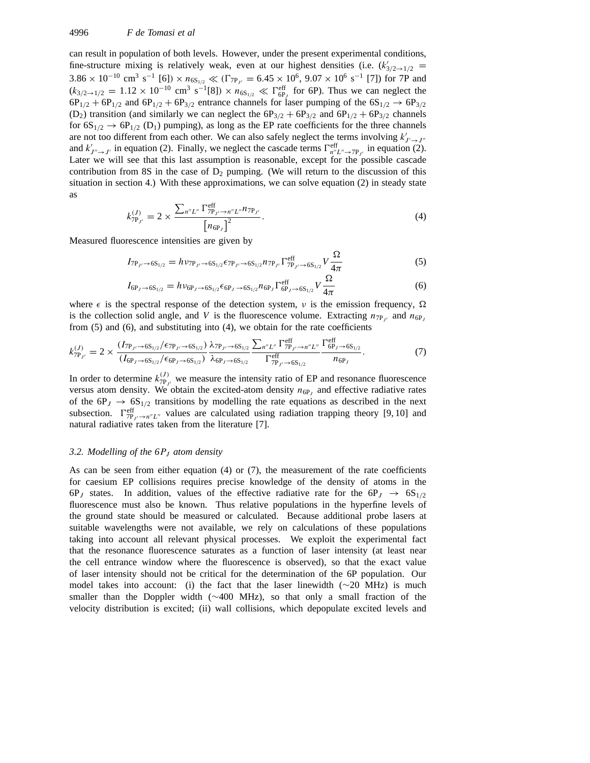can result in population of both levels. However, under the present experimental conditions, fine-structure mixing is relatively weak, even at our highest densities (i.e. ($k'_{3/2\to 1/2} = 3.86 \times 10^{-10}$ cm$^3$ s$^{-1}$ [6]) $\times\, n_{6S_{1/2}} \ll (\Gamma_{7P_{J'}} = 6.45 \times 10^6,\ 9.07 \times 10^6$ s$^{-1}$ [7]) for 7P and ($k_{3/2\to 1/2} = 1.12 \times 10^{-10}$ cm$^3$ s$^{-1}$[8]) $\times\, n_{6S_{1/2}} \ll \Gamma^{\rm eff}_{6P_J}$ for 6P). Thus we can neglect the $6P_{1/2} + 6P_{1/2}$ and $6P_{1/2} + 6P_{3/2}$ entrance channels for laser pumping of the $6S_{1/2} \to 6P_{3/2}$ ($D_2$) transition (and similarly we can neglect the $6P_{3/2} + 6P_{3/2}$ and $6P_{1/2} + 6P_{3/2}$ channels for $6S_{1/2} \to 6P_{1/2}$ ($D_1$) pumping), as long as the EP rate coefficients for the three channels are not too different from each other. We can also safely neglect the terms involving $k'_{J'\to J''}$ and $k'_{J''\to J'}$ in equation (2). Finally, we neglect the cascade terms $\Gamma^{\rm eff}_{n''L''\to 7P_{J'}}$ in equation (2). Later we will see that this last assumption is reasonable, except for the possible cascade contribution from 8S in the case of $D_2$ pumping. (We will return to the discussion of this situation in section 4.) With these approximations, we can solve equation (2) in steady state as

$$k^{(J)}_{7P_{J'}} = 2 \times \frac{\sum_{n''L''} \Gamma^{\rm eff}_{7P_{J'}\to n''L''} n_{7P_{J'}}}{\left[n_{6P_J}\right]^2}. \tag{4}$$

Measured fluorescence intensities are given by

$$I_{7P_{J'}\to 6S_{1/2}} = h\nu_{7P_{J'}\to 6S_{1/2}} \epsilon_{7P_{J'}\to 6S_{1/2}} n_{7P_{J'}} \Gamma^{\rm eff}_{7P_{J'}\to 6S_{1/2}} V \frac{\Omega}{4\pi} \tag{5}$$

$$I_{6P_J\to 6S_{1/2}} = h\nu_{6P_J\to 6S_{1/2}} \epsilon_{6P_J\to 6S_{1/2}} n_{6P_J} \Gamma^{\rm eff}_{6P_J\to 6S_{1/2}} V \frac{\Omega}{4\pi} \tag{6}$$

where $\epsilon$ is the spectral response of the detection system, $\nu$ is the emission frequency, $\Omega$ is the collection solid angle, and $V$ is the fluorescence volume. Extracting $n_{7P_{J'}}$ and $n_{6P_J}$ from (5) and (6), and substituting into (4), we obtain for the rate coefficients

$$k^{(J)}_{7P_{J'}} = 2 \times \frac{(I_{7P_{J'}\to 6S_{1/2}}/\epsilon_{7P_{J'}\to 6S_{1/2}})}{(I_{6P_J\to 6S_{1/2}}/\epsilon_{6P_J\to 6S_{1/2}})} \frac{\lambda_{7P_{J'}\to 6S_{1/2}}}{\lambda_{6P_J\to 6S_{1/2}}} \frac{\sum_{n''L''} \Gamma^{\rm eff}_{7P_{J'}\to n''L''}}{\Gamma^{\rm eff}_{7P_{J'}\to 6S_{1/2}}} \frac{\Gamma^{\rm eff}_{6P_J\to 6S_{1/2}}}{n_{6P_J}}. \tag{7}$$

In order to determine $k^{(J)}_{7P_{J'}}$ we measure the intensity ratio of EP and resonance fluorescence versus atom density. We obtain the excited-atom density $n_{6P_J}$ and effective radiative rates of the $6P_J \to 6S_{1/2}$ transitions by modelling the rate equations as described in the next subsection. $\Gamma^{\rm eff}_{7P_{J'}\to n''L''}$ values are calculated using radiation trapping theory [9, 10] and natural radiative rates taken from the literature [7].

### 3.2. Modelling of the $6P_J$ atom density

As can be seen from either equation (4) or (7), the measurement of the rate coefficients for caesium EP collisions requires precise knowledge of the density of atoms in the $6P_J$ states. In addition, values of the effective radiative rate for the $6P_J \to 6S_{1/2}$ fluorescence must also be known. Thus relative populations in the hyperfine levels of the ground state should be measured or calculated. Because additional probe lasers at suitable wavelengths were not available, we rely on calculations of these populations taking into account all relevant physical processes. We exploit the experimental fact that the resonance fluorescence saturates as a function of laser intensity (at least near the cell entrance window where the fluorescence is observed), so that the exact value of laser intensity should not be critical for the determination of the 6P population. Our model takes into account: (i) the fact that the laser linewidth (~20 MHz) is much smaller than the Doppler width (~400 MHz), so that only a small fraction of the velocity distribution is excited; (ii) wall collisions, which depopulate excited levels and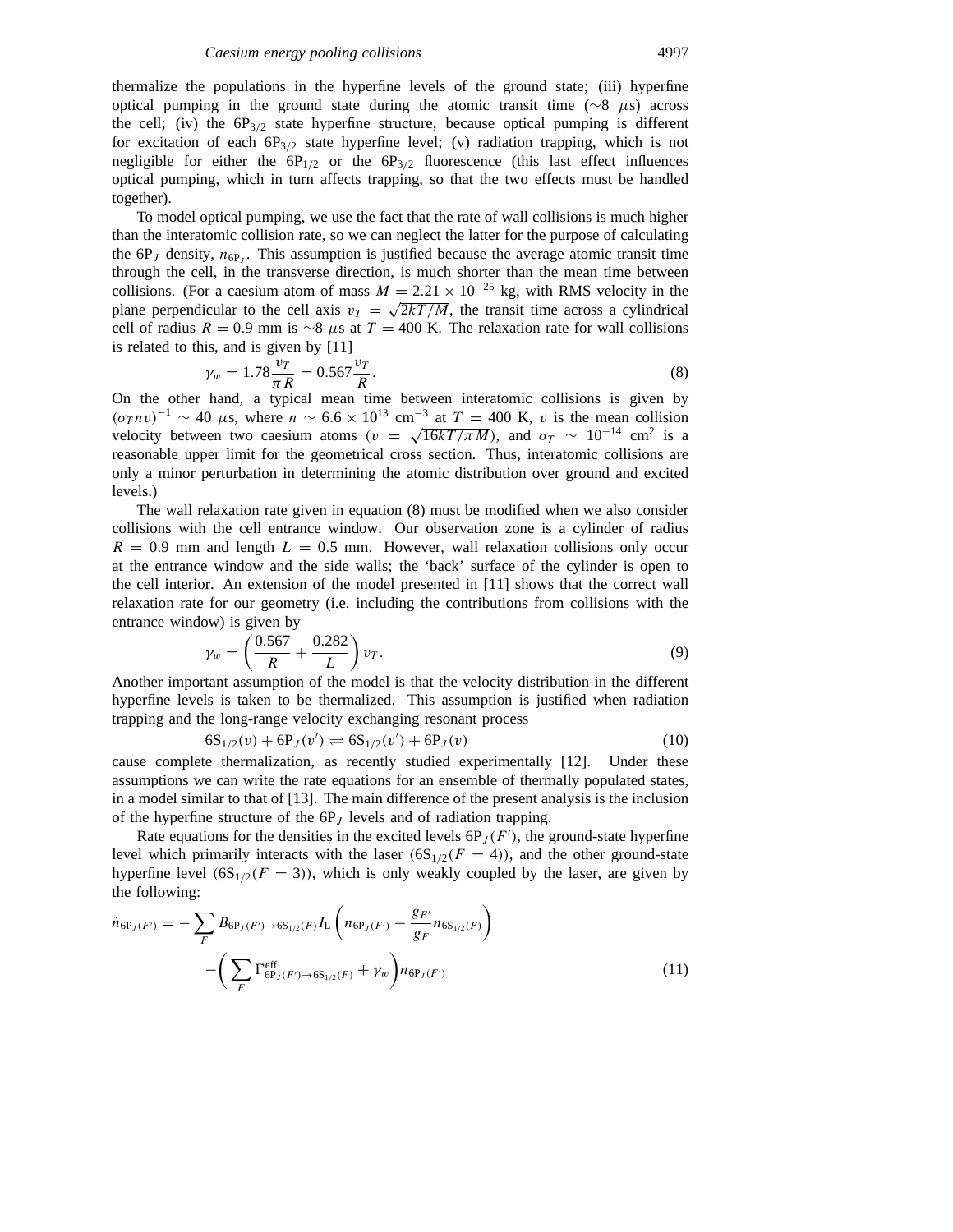thermalize the populations in the hyperfine levels of the ground state; (iii) hyperfine optical pumping in the ground state during the atomic transit time ($\sim$8 $\mu$s) across the cell; (iv) the $6P_{3/2}$ state hyperfine structure, because optical pumping is different for excitation of each $6P_{3/2}$ state hyperfine level; (v) radiation trapping, which is not negligible for either the $6P_{1/2}$ or the $6P_{3/2}$ fluorescence (this last effect influences optical pumping, which in turn affects trapping, so that the two effects must be handled together).

To model optical pumping, we use the fact that the rate of wall collisions is much higher than the interatomic collision rate, so we can neglect the latter for the purpose of calculating the $6P_J$ density, $n_{6P_J}$. This assumption is justified because the average atomic transit time through the cell, in the transverse direction, is much shorter than the mean time between collisions. (For a caesium atom of mass $M = 2.21 \times 10^{-25}$ kg, with RMS velocity in the plane perpendicular to the cell axis $v_T = \sqrt{2kT/M}$, the transit time across a cylindrical cell of radius $R = 0.9$ mm is $\sim$8 $\mu$s at $T = 400$ K. The relaxation rate for wall collisions is related to this, and is given by [11]

$$\gamma_w = 1.78\frac{v_T}{\pi R} = 0.567\frac{v_T}{R}. \tag{8}$$

On the other hand, a typical mean time between interatomic collisions is given by $(\sigma_T n v)^{-1} \sim 40$ $\mu$s, where $n \sim 6.6 \times 10^{13}$ cm$^{-3}$ at $T = 400$ K, $v$ is the mean collision velocity between two caesium atoms ($v = \sqrt{16kT/\pi M}$), and $\sigma_T \sim 10^{-14}$ cm$^2$ is a reasonable upper limit for the geometrical cross section. Thus, interatomic collisions are only a minor perturbation in determining the atomic distribution over ground and excited levels.)

The wall relaxation rate given in equation (8) must be modified when we also consider collisions with the cell entrance window. Our observation zone is a cylinder of radius $R = 0.9$ mm and length $L = 0.5$ mm. However, wall relaxation collisions only occur at the entrance window and the side walls; the 'back' surface of the cylinder is open to the cell interior. An extension of the model presented in [11] shows that the correct wall relaxation rate for our geometry (i.e. including the contributions from collisions with the entrance window) is given by

$$\gamma_w = \left(\frac{0.567}{R} + \frac{0.282}{L}\right) v_T. \tag{9}$$

Another important assumption of the model is that the velocity distribution in the different hyperfine levels is taken to be thermalized. This assumption is justified when radiation trapping and the long-range velocity exchanging resonant process

$$6S_{1/2}(v) + 6P_J(v') \rightleftharpoons 6S_{1/2}(v') + 6P_J(v) \tag{10}$$

cause complete thermalization, as recently studied experimentally [12]. Under these assumptions we can write the rate equations for an ensemble of thermally populated states, in a model similar to that of [13]. The main difference of the present analysis is the inclusion of the hyperfine structure of the $6P_J$ levels and of radiation trapping.

Rate equations for the densities in the excited levels $6P_J(F')$, the ground-state hyperfine level which primarily interacts with the laser ($6S_{1/2}(F = 4)$), and the other ground-state hyperfine level ($6S_{1/2}(F = 3)$), which is only weakly coupled by the laser, are given by the following:

$$\begin{aligned}\dot{n}_{6P_J(F')} = &-\sum_F B_{6P_J(F')\to 6S_{1/2}(F)} I_L \left(n_{6P_J(F')} - \frac{g_{F'}}{g_F} n_{6S_{1/2}(F)}\right) \\ &-\left(\sum_F \Gamma^{\text{eff}}_{6P_J(F')\to 6S_{1/2}(F)} + \gamma_w\right) n_{6P_J(F')}\end{aligned} \tag{11}$$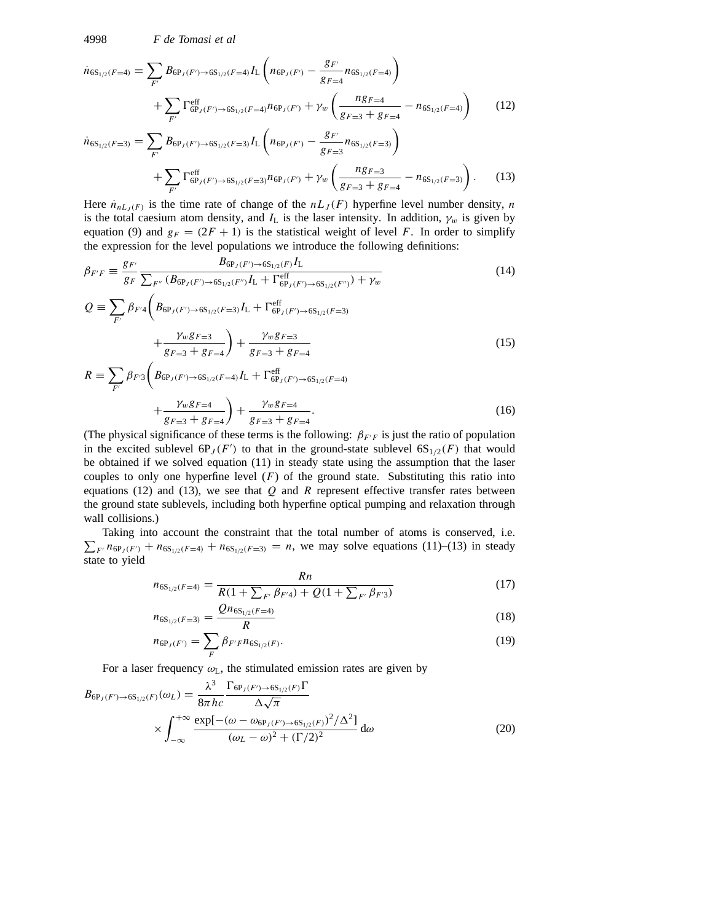$$\dot{n}_{6S_{1/2}(F=4)} = \sum_{F'} B_{6P_J(F') \to 6S_{1/2}(F=4)} I_L \left( n_{6P_J(F')} - \frac{g_{F'}}{g_{F=4}} n_{6S_{1/2}(F=4)} \right) + \sum_{F'} \Gamma^{\text{eff}}_{6P_J(F') \to 6S_{1/2}(F=4)} n_{6P_J(F')} + \gamma_w \left( \frac{n g_{F=4}}{g_{F=3} + g_{F=4}} - n_{6S_{1/2}(F=4)} \right) \tag{12}$$

$$\dot{n}_{6S_{1/2}(F=3)} = \sum_{F'} B_{6P_J(F') \to 6S_{1/2}(F=3)} I_L \left( n_{6P_J(F')} - \frac{g_{F'}}{g_{F=3}} n_{6S_{1/2}(F=3)} \right) + \sum_{F'} \Gamma^{\text{eff}}_{6P_J(F') \to 6S_{1/2}(F=3)} n_{6P_J(F')} + \gamma_w \left( \frac{n g_{F=3}}{g_{F=3} + g_{F=4}} - n_{6S_{1/2}(F=3)} \right). \tag{13}$$

Here $\dot{n}_{nL_J(F)}$ is the time rate of change of the $nL_J(F)$ hyperfine level number density, $n$ is the total caesium atom density, and $I_L$ is the laser intensity. In addition, $\gamma_w$ is given by equation (9) and $g_F = (2F + 1)$ is the statistical weight of level $F$. In order to simplify the expression for the level populations we introduce the following definitions:

$$\beta_{F'F} \equiv \frac{g_{F'}}{g_F} \frac{B_{6P_J(F') \to 6S_{1/2}(F)} I_L}{\sum_{F''} (B_{6P_J(F') \to 6S_{1/2}(F'')} I_L + \Gamma^{\text{eff}}_{6P_J(F') \to 6S_{1/2}(F'')}) + \gamma_w} \tag{14}$$

$$Q \equiv \sum_{F'} \beta_{F'4} \left( B_{6P_J(F') \to 6S_{1/2}(F=3)} I_L + \Gamma^{\text{eff}}_{6P_J(F') \to 6S_{1/2}(F=3)} + \frac{\gamma_w g_{F=3}}{g_{F=3} + g_{F=4}} \right) + \frac{\gamma_w g_{F=3}}{g_{F=3} + g_{F=4}} \tag{15}$$

$$R \equiv \sum_{F'} \beta_{F'3} \left( B_{6P_J(F') \to 6S_{1/2}(F=4)} I_L + \Gamma^{\text{eff}}_{6P_J(F') \to 6S_{1/2}(F=4)} + \frac{\gamma_w g_{F=4}}{g_{F=3} + g_{F=4}} \right) + \frac{\gamma_w g_{F=4}}{g_{F=3} + g_{F=4}}. \tag{16}$$

(The physical significance of these terms is the following: $\beta_{F'F}$ is just the ratio of population in the excited sublevel $6P_J(F')$ to that in the ground-state sublevel $6S_{1/2}(F)$ that would be obtained if we solved equation (11) in steady state using the assumption that the laser couples to only one hyperfine level ($F$) of the ground state. Substituting this ratio into equations (12) and (13), we see that $Q$ and $R$ represent effective transfer rates between the ground state sublevels, including both hyperfine optical pumping and relaxation through wall collisions.)

Taking into account the constraint that the total number of atoms is conserved, i.e. $\sum_{F'} n_{6P_J(F')} + n_{6S_{1/2}(F=4)} + n_{6S_{1/2}(F=3)} = n$, we may solve equations (11)–(13) in steady state to yield

$$n_{6S_{1/2}(F=4)} = \frac{Rn}{R(1 + \sum_{F'} \beta_{F'4}) + Q(1 + \sum_{F'} \beta_{F'3})} \tag{17}$$

$$n_{6S_{1/2}(F=3)} = \frac{Q n_{6S_{1/2}(F=4)}}{R} \tag{18}$$

$$n_{6P_J(F')} = \sum_F \beta_{F'F} n_{6S_{1/2}(F)}. \tag{19}$$

For a laser frequency $\omega_L$, the stimulated emission rates are given by

$$B_{6P_J(F') \to 6S_{1/2}(F)}(\omega_L) = \frac{\lambda^3}{8\pi hc} \frac{\Gamma_{6P_J(F') \to 6S_{1/2}(F)} \Gamma}{\Delta \sqrt{\pi}} \times \int_{-\infty}^{+\infty} \frac{\exp[-(\omega - \omega_{6P_J(F') \to 6S_{1/2}(F)})^2 / \Delta^2]}{(\omega_L - \omega)^2 + (\Gamma/2)^2} \, d\omega \tag{20}$$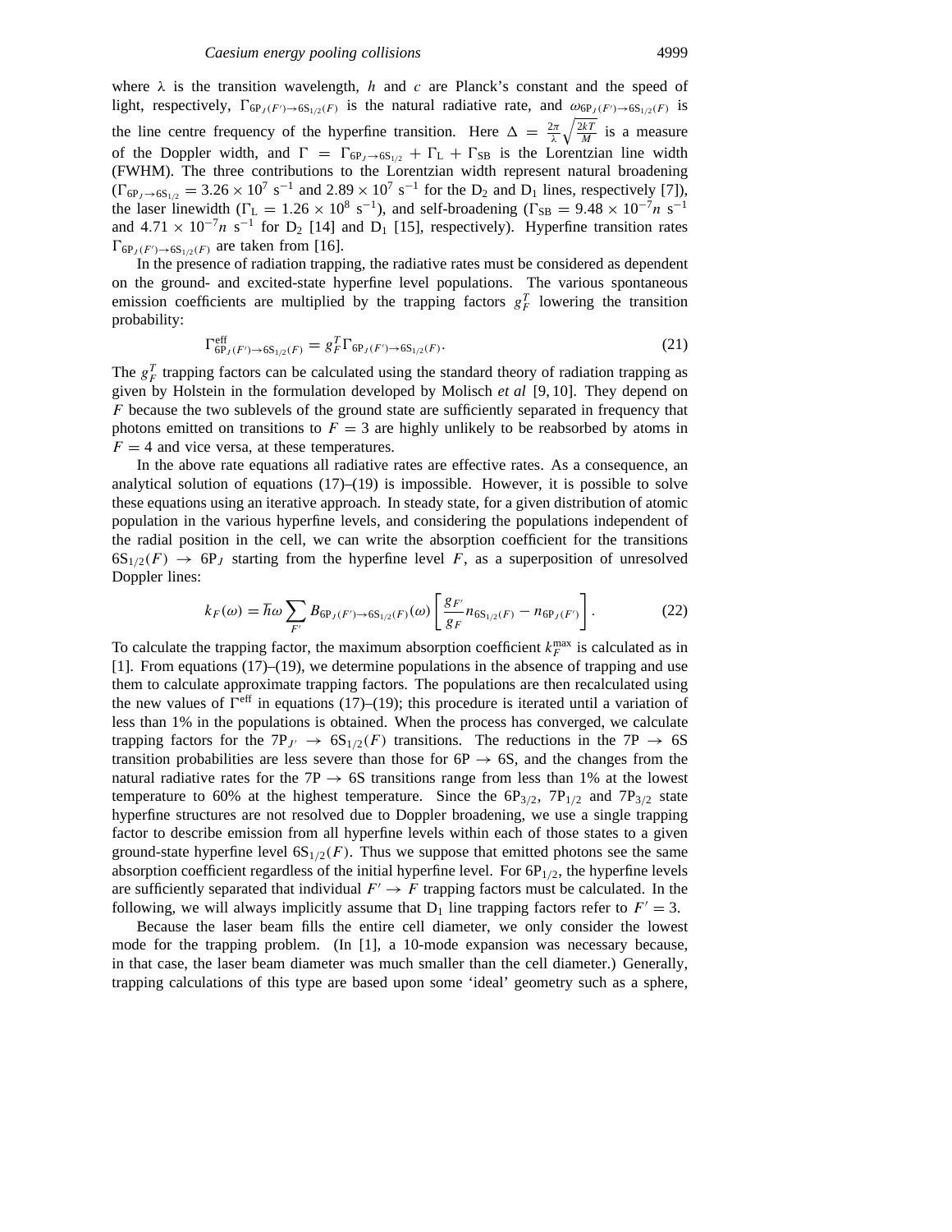where $\lambda$ is the transition wavelength, $h$ and $c$ are Planck's constant and the speed of light, respectively, $\Gamma_{6P_J(F')\to 6S_{1/2}(F)}$ is the natural radiative rate, and $\omega_{6P_J(F')\to 6S_{1/2}(F)}$ is the line centre frequency of the hyperfine transition. Here $\Delta = \frac{2\pi}{\lambda}\sqrt{\frac{2kT}{M}}$ is a measure of the Doppler width, and $\Gamma = \Gamma_{6P_J\to 6S_{1/2}} + \Gamma_L + \Gamma_{SB}$ is the Lorentzian line width (FWHM). The three contributions to the Lorentzian width represent natural broadening ($\Gamma_{6P_J\to 6S_{1/2}} = 3.26\times 10^7$ s$^{-1}$ and $2.89\times 10^7$ s$^{-1}$ for the $D_2$ and $D_1$ lines, respectively [7]), the laser linewidth ($\Gamma_L = 1.26\times 10^8$ s$^{-1}$), and self-broadening ($\Gamma_{SB} = 9.48\times 10^{-7}n$ s$^{-1}$ and $4.71\times 10^{-7}n$ s$^{-1}$ for $D_2$ [14] and $D_1$ [15], respectively). Hyperfine transition rates $\Gamma_{6P_J(F')\to 6S_{1/2}(F)}$ are taken from [16].

In the presence of radiation trapping, the radiative rates must be considered as dependent on the ground- and excited-state hyperfine level populations. The various spontaneous emission coefficients are multiplied by the trapping factors $g_F^T$ lowering the transition probability:

$$\Gamma^{\text{eff}}_{6P_J(F')\to 6S_{1/2}(F)} = g_F^T\Gamma_{6P_J(F')\to 6S_{1/2}(F)}. \tag{21}$$

The $g_F^T$ trapping factors can be calculated using the standard theory of radiation trapping as given by Holstein in the formulation developed by Molisch *et al* [9, 10]. They depend on $F$ because the two sublevels of the ground state are sufficiently separated in frequency that photons emitted on transitions to $F = 3$ are highly unlikely to be reabsorbed by atoms in $F = 4$ and vice versa, at these temperatures.

In the above rate equations all radiative rates are effective rates. As a consequence, an analytical solution of equations (17)–(19) is impossible. However, it is possible to solve these equations using an iterative approach. In steady state, for a given distribution of atomic population in the various hyperfine levels, and considering the populations independent of the radial position in the cell, we can write the absorption coefficient for the transitions $6S_{1/2}(F)\to 6P_J$ starting from the hyperfine level $F$, as a superposition of unresolved Doppler lines:

$$k_F(\omega) = \hbar\omega\sum_{F'} B_{6P_J(F')\to 6S_{1/2}(F)}(\omega)\left[\frac{g_{F'}}{g_F}n_{6S_{1/2}(F)} - n_{6P_J(F')}\right]. \tag{22}$$

To calculate the trapping factor, the maximum absorption coefficient $k_F^{\max}$ is calculated as in [1]. From equations (17)–(19), we determine populations in the absence of trapping and use them to calculate approximate trapping factors. The populations are then recalculated using the new values of $\Gamma^{\text{eff}}$ in equations (17)–(19); this procedure is iterated until a variation of less than 1% in the populations is obtained. When the process has converged, we calculate trapping factors for the $7P_{J'}\to 6S_{1/2}(F)$ transitions. The reductions in the $7P\to 6S$ transition probabilities are less severe than those for $6P\to 6S$, and the changes from the natural radiative rates for the $7P\to 6S$ transitions range from less than 1% at the lowest temperature to 60% at the highest temperature. Since the $6P_{3/2}$, $7P_{1/2}$ and $7P_{3/2}$ state hyperfine structures are not resolved due to Doppler broadening, we use a single trapping factor to describe emission from all hyperfine levels within each of those states to a given ground-state hyperfine level $6S_{1/2}(F)$. Thus we suppose that emitted photons see the same absorption coefficient regardless of the initial hyperfine level. For $6P_{1/2}$, the hyperfine levels are sufficiently separated that individual $F'\to F$ trapping factors must be calculated. In the following, we will always implicitly assume that $D_1$ line trapping factors refer to $F' = 3$.

Because the laser beam fills the entire cell diameter, we only consider the lowest mode for the trapping problem. (In [1], a 10-mode expansion was necessary because, in that case, the laser beam diameter was much smaller than the cell diameter.) Generally, trapping calculations of this type are based upon some 'ideal' geometry such as a sphere,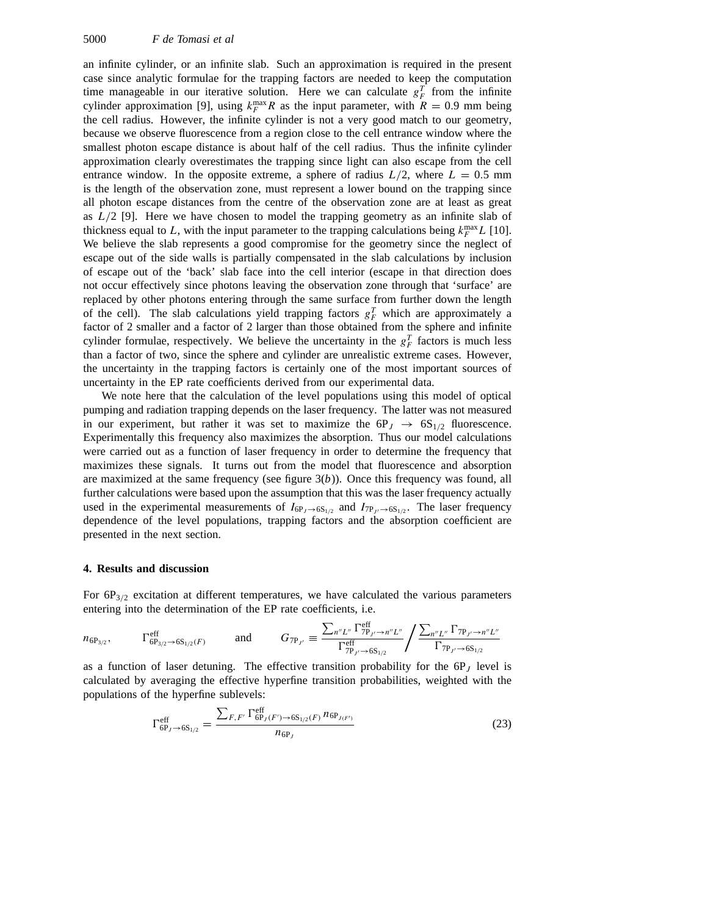an infinite cylinder, or an infinite slab. Such an approximation is required in the present case since analytic formulae for the trapping factors are needed to keep the computation time manageable in our iterative solution. Here we can calculate $g_F^T$ from the infinite cylinder approximation [9], using $k_F^{\max} R$ as the input parameter, with $R = 0.9$ mm being the cell radius. However, the infinite cylinder is not a very good match to our geometry, because we observe fluorescence from a region close to the cell entrance window where the smallest photon escape distance is about half of the cell radius. Thus the infinite cylinder approximation clearly overestimates the trapping since light can also escape from the cell entrance window. In the opposite extreme, a sphere of radius $L/2$, where $L = 0.5$ mm is the length of the observation zone, must represent a lower bound on the trapping since all photon escape distances from the centre of the observation zone are at least as great as $L/2$ [9]. Here we have chosen to model the trapping geometry as an infinite slab of thickness equal to $L$, with the input parameter to the trapping calculations being $k_F^{\max} L$ [10]. We believe the slab represents a good compromise for the geometry since the neglect of escape out of the side walls is partially compensated in the slab calculations by inclusion of escape out of the 'back' slab face into the cell interior (escape in that direction does not occur effectively since photons leaving the observation zone through that 'surface' are replaced by other photons entering through the same surface from further down the length of the cell). The slab calculations yield trapping factors $g_F^T$ which are approximately a factor of 2 smaller and a factor of 2 larger than those obtained from the sphere and infinite cylinder formulae, respectively. We believe the uncertainty in the $g_F^T$ factors is much less than a factor of two, since the sphere and cylinder are unrealistic extreme cases. However, the uncertainty in the trapping factors is certainly one of the most important sources of uncertainty in the EP rate coefficients derived from our experimental data.

We note here that the calculation of the level populations using this model of optical pumping and radiation trapping depends on the laser frequency. The latter was not measured in our experiment, but rather it was set to maximize the $6P_J \rightarrow 6S_{1/2}$ fluorescence. Experimentally this frequency also maximizes the absorption. Thus our model calculations were carried out as a function of laser frequency in order to determine the frequency that maximizes these signals. It turns out from the model that fluorescence and absorption are maximized at the same frequency (see figure 3(*b*)). Once this frequency was found, all further calculations were based upon the assumption that this was the laser frequency actually used in the experimental measurements of $I_{6P_J \rightarrow 6S_{1/2}}$ and $I_{7P_{J'} \rightarrow 6S_{1/2}}$. The laser frequency dependence of the level populations, trapping factors and the absorption coefficient are presented in the next section.

## 4. Results and discussion

For $6P_{3/2}$ excitation at different temperatures, we have calculated the various parameters entering into the determination of the EP rate coefficients, i.e.

$$n_{6P_{3/2}}, \qquad \Gamma^{\text{eff}}_{6P_{3/2} \rightarrow 6S_{1/2}(F)} \qquad \text{and} \qquad G_{7P_{J'}} \equiv \frac{\sum_{n''L''} \Gamma^{\text{eff}}_{7P_{J'} \rightarrow n''L''}}{\Gamma^{\text{eff}}_{7P_{J'} \rightarrow 6S_{1/2}}} \bigg/ \frac{\sum_{n''L''} \Gamma_{7P_{J'} \rightarrow n''L''}}{\Gamma_{7P_{J'} \rightarrow 6S_{1/2}}}$$

as a function of laser detuning. The effective transition probability for the $6P_J$ level is calculated by averaging the effective hyperfine transition probabilities, weighted with the populations of the hyperfine sublevels:

$$\Gamma^{\text{eff}}_{6P_J \rightarrow 6S_{1/2}} = \frac{\sum_{F,F'} \Gamma^{\text{eff}}_{6P_J(F') \rightarrow 6S_{1/2}(F)} \, n_{6P_{J(F')}}}{n_{6P_J}} \tag{23}$$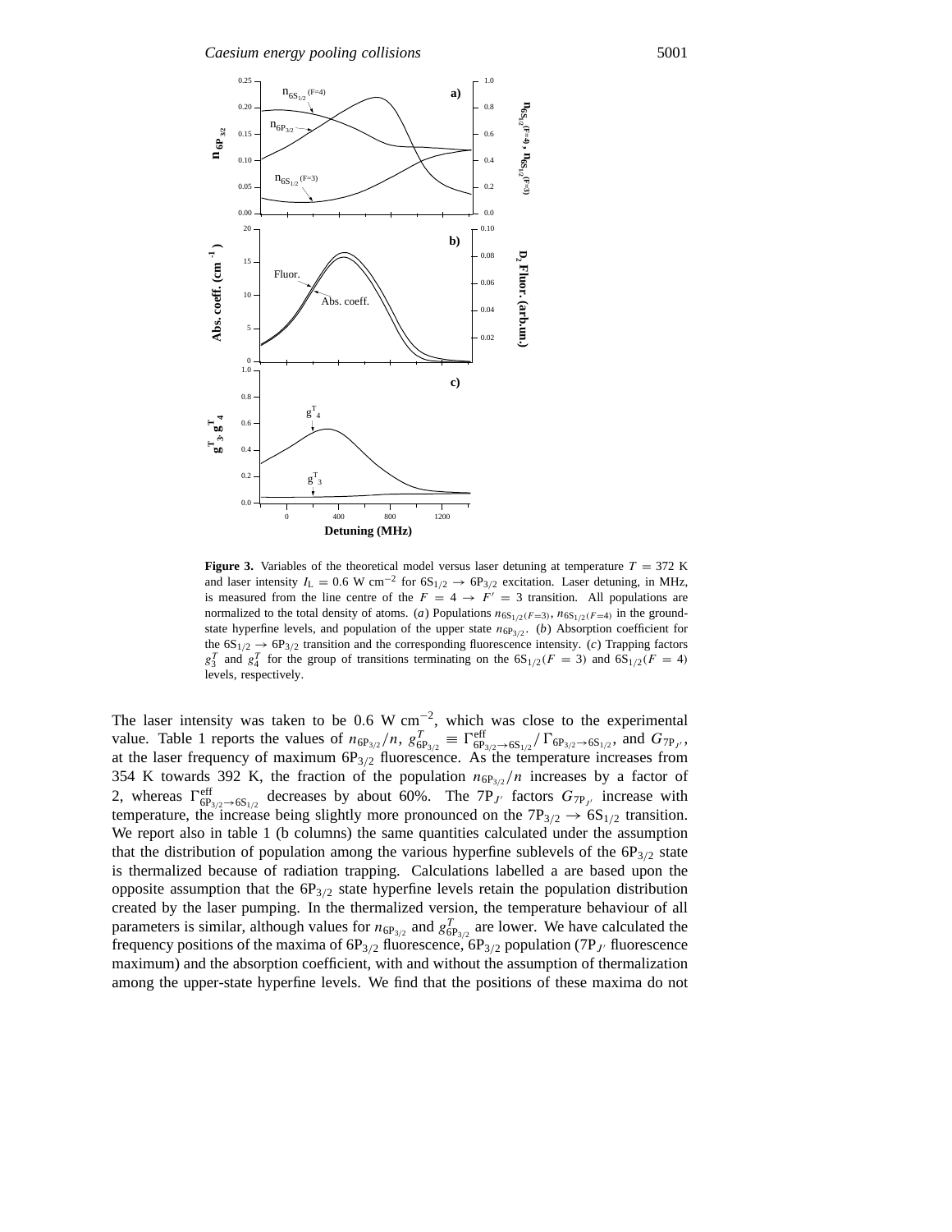**Figure 3.** Variables of the theoretical model versus laser detuning at temperature $T = 372$ K and laser intensity $I_L = 0.6$ W cm$^{-2}$ for $6S_{1/2} \rightarrow 6P_{3/2}$ excitation. Laser detuning, in MHz, is measured from the line centre of the $F = 4 \rightarrow F' = 3$ transition. All populations are normalized to the total density of atoms. (*a*) Populations $n_{6S_{1/2}(F=3)}$, $n_{6S_{1/2}(F=4)}$ in the ground-state hyperfine levels, and population of the upper state $n_{6P_{3/2}}$. (*b*) Absorption coefficient for the $6S_{1/2} \rightarrow 6P_{3/2}$ transition and the corresponding fluorescence intensity. (*c*) Trapping factors $g_3^T$ and $g_4^T$ for the group of transitions terminating on the $6S_{1/2}(F = 3)$ and $6S_{1/2}(F = 4)$ levels, respectively.

The laser intensity was taken to be 0.6 W cm$^{-2}$, which was close to the experimental value. Table 1 reports the values of $n_{6P_{3/2}}/n$, $g^T_{6P_{3/2}} \equiv \Gamma^{\text{eff}}_{6P_{3/2}\rightarrow 6S_{1/2}}/\Gamma_{6P_{3/2}\rightarrow 6S_{1/2}}$, and $G_{7P_{J'}}$, at the laser frequency of maximum $6P_{3/2}$ fluorescence. As the temperature increases from 354 K towards 392 K, the fraction of the population $n_{6P_{3/2}}/n$ increases by a factor of 2, whereas $\Gamma^{\text{eff}}_{6P_{3/2}\rightarrow 6S_{1/2}}$ decreases by about 60%. The $7P_{J'}$ factors $G_{7P_{J'}}$ increase with temperature, the increase being slightly more pronounced on the $7P_{3/2} \rightarrow 6S_{1/2}$ transition. We report also in table 1 (b columns) the same quantities calculated under the assumption that the distribution of population among the various hyperfine sublevels of the $6P_{3/2}$ state is thermalized because of radiation trapping. Calculations labelled a are based upon the opposite assumption that the $6P_{3/2}$ state hyperfine levels retain the population distribution created by the laser pumping. In the thermalized version, the temperature behaviour of all parameters is similar, although values for $n_{6P_{3/2}}$ and $g^T_{6P_{3/2}}$ are lower. We have calculated the frequency positions of the maxima of $6P_{3/2}$ fluorescence, $6P_{3/2}$ population ($7P_{J'}$ fluorescence maximum) and the absorption coefficient, with and without the assumption of thermalization among the upper-state hyperfine levels. We find that the positions of these maxima do not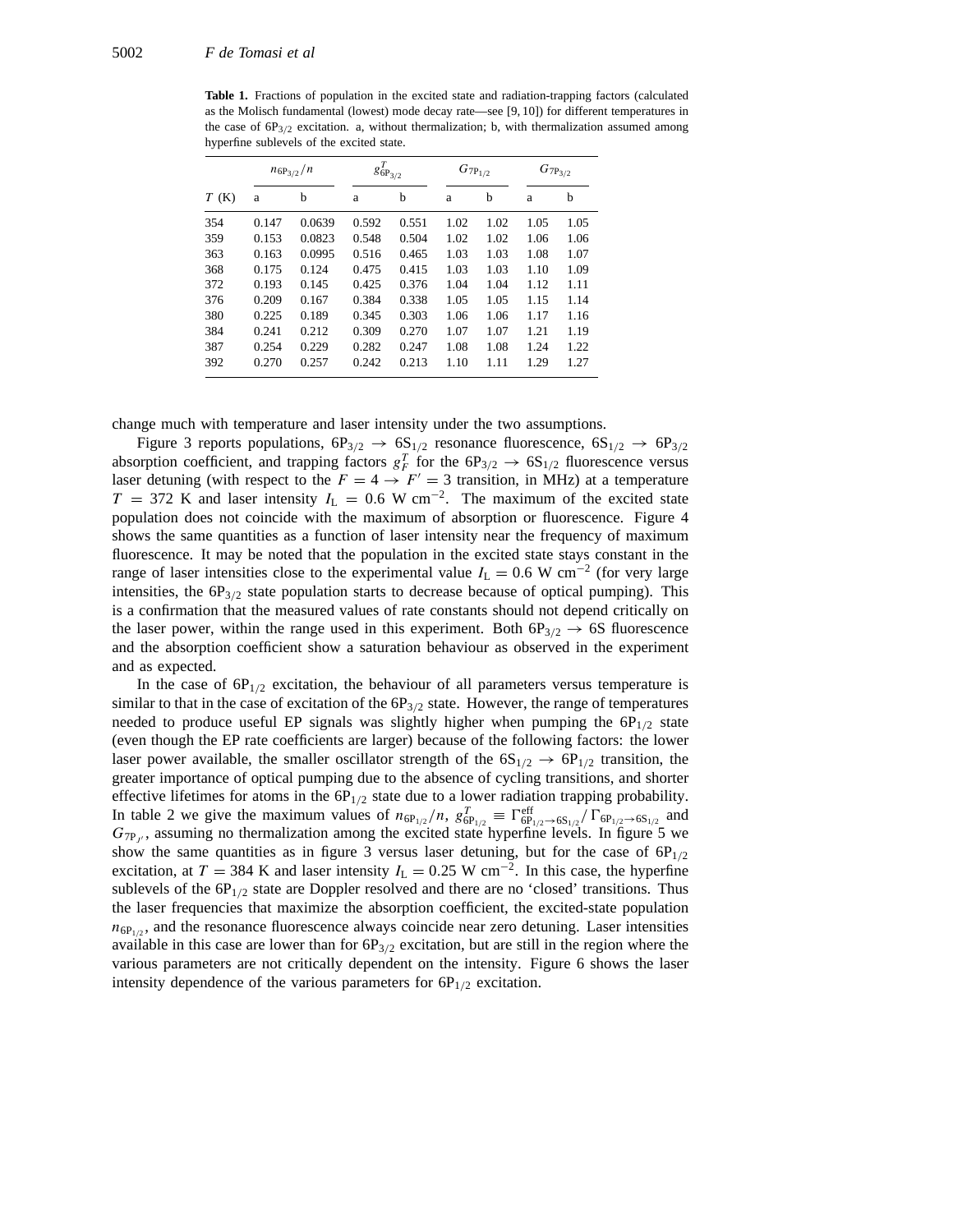**Table 1.** Fractions of population in the excited state and radiation-trapping factors (calculated as the Molisch fundamental (lowest) mode decay rate—see [9, 10]) for different temperatures in the case of $6P_{3/2}$ excitation. a, without thermalization; b, with thermalization assumed among hyperfine sublevels of the excited state.

| $T$ (K) | $n_{6P_{3/2}}/n$ | | $g^T_{6P_{3/2}}$ | | $G_{7P_{1/2}}$ | | $G_{7P_{3/2}}$ | |
|---|---|---|---|---|---|---|---|---|
| | a | b | a | b | a | b | a | b |
| 354 | 0.147 | 0.0639 | 0.592 | 0.551 | 1.02 | 1.02 | 1.05 | 1.05 |
| 359 | 0.153 | 0.0823 | 0.548 | 0.504 | 1.02 | 1.02 | 1.06 | 1.06 |
| 363 | 0.163 | 0.0995 | 0.516 | 0.465 | 1.03 | 1.03 | 1.08 | 1.07 |
| 368 | 0.175 | 0.124 | 0.475 | 0.415 | 1.03 | 1.03 | 1.10 | 1.09 |
| 372 | 0.193 | 0.145 | 0.425 | 0.376 | 1.04 | 1.04 | 1.12 | 1.11 |
| 376 | 0.209 | 0.167 | 0.384 | 0.338 | 1.05 | 1.05 | 1.15 | 1.14 |
| 380 | 0.225 | 0.189 | 0.345 | 0.303 | 1.06 | 1.06 | 1.17 | 1.16 |
| 384 | 0.241 | 0.212 | 0.309 | 0.270 | 1.07 | 1.07 | 1.21 | 1.19 |
| 387 | 0.254 | 0.229 | 0.282 | 0.247 | 1.08 | 1.08 | 1.24 | 1.22 |
| 392 | 0.270 | 0.257 | 0.242 | 0.213 | 1.10 | 1.11 | 1.29 | 1.27 |

change much with temperature and laser intensity under the two assumptions.

Figure 3 reports populations, $6P_{3/2} \rightarrow 6S_{1/2}$ resonance fluorescence, $6S_{1/2} \rightarrow 6P_{3/2}$ absorption coefficient, and trapping factors $g^T_F$ for the $6P_{3/2} \rightarrow 6S_{1/2}$ fluorescence versus laser detuning (with respect to the $F = 4 \rightarrow F' = 3$ transition, in MHz) at a temperature $T = 372$ K and laser intensity $I_L = 0.6$ W cm$^{-2}$. The maximum of the excited state population does not coincide with the maximum of absorption or fluorescence. Figure 4 shows the same quantities as a function of laser intensity near the frequency of maximum fluorescence. It may be noted that the population in the excited state stays constant in the range of laser intensities close to the experimental value $I_L = 0.6$ W cm$^{-2}$ (for very large intensities, the $6P_{3/2}$ state population starts to decrease because of optical pumping). This is a confirmation that the measured values of rate constants should not depend critically on the laser power, within the range used in this experiment. Both $6P_{3/2} \rightarrow 6S$ fluorescence and the absorption coefficient show a saturation behaviour as observed in the experiment and as expected.

In the case of $6P_{1/2}$ excitation, the behaviour of all parameters versus temperature is similar to that in the case of excitation of the $6P_{3/2}$ state. However, the range of temperatures needed to produce useful EP signals was slightly higher when pumping the $6P_{1/2}$ state (even though the EP rate coefficients are larger) because of the following factors: the lower laser power available, the smaller oscillator strength of the $6S_{1/2} \rightarrow 6P_{1/2}$ transition, the greater importance of optical pumping due to the absence of cycling transitions, and shorter effective lifetimes for atoms in the $6P_{1/2}$ state due to a lower radiation trapping probability. In table 2 we give the maximum values of $n_{6P_{1/2}}/n$, $g^T_{6P_{1/2}} \equiv \Gamma^{\rm eff}_{6P_{1/2}\rightarrow 6S_{1/2}}/\Gamma_{6P_{1/2}\rightarrow 6S_{1/2}}$ and $G_{7P_{J'}}$, assuming no thermalization among the excited state hyperfine levels. In figure 5 we show the same quantities as in figure 3 versus laser detuning, but for the case of $6P_{1/2}$ excitation, at $T = 384$ K and laser intensity $I_L = 0.25$ W cm$^{-2}$. In this case, the hyperfine sublevels of the $6P_{1/2}$ state are Doppler resolved and there are no 'closed' transitions. Thus the laser frequencies that maximize the absorption coefficient, the excited-state population $n_{6P_{1/2}}$, and the resonance fluorescence always coincide near zero detuning. Laser intensities available in this case are lower than for $6P_{3/2}$ excitation, but are still in the region where the various parameters are not critically dependent on the intensity. Figure 6 shows the laser intensity dependence of the various parameters for $6P_{1/2}$ excitation.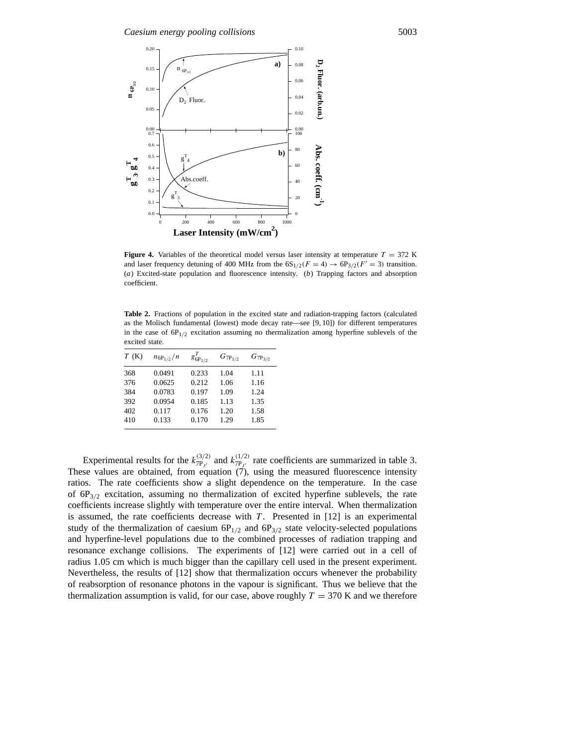**Figure 4.** Variables of the theoretical model versus laser intensity at temperature $T = 372$ K and laser frequency detuning of 400 MHz from the $6S_{1/2}(F = 4) \rightarrow 6P_{3/2}(F' = 3)$ transition. (*a*) Excited-state population and fluorescence intensity. (*b*) Trapping factors and absorption coefficient.

**Table 2.** Fractions of population in the excited state and radiation-trapping factors (calculated as the Molisch fundamental (lowest) mode decay rate—see [9, 10]) for different temperatures in the case of $6P_{1/2}$ excitation assuming no thermalization among hyperfine sublevels of the excited state.

| $T$ (K) | $n_{6P_{1/2}}/n$ | $g^T_{6P_{1/2}}$ | $G_{7P_{1/2}}$ | $G_{7P_{3/2}}$ |
|---|---|---|---|---|
| 368 | 0.0491 | 0.233 | 1.04 | 1.11 |
| 376 | 0.0625 | 0.212 | 1.06 | 1.16 |
| 384 | 0.0783 | 0.197 | 1.09 | 1.24 |
| 392 | 0.0954 | 0.185 | 1.13 | 1.35 |
| 402 | 0.117 | 0.176 | 1.20 | 1.58 |
| 410 | 0.133 | 0.170 | 1.29 | 1.85 |

Experimental results for the $k^{(3/2)}_{7P_{J'}}$ and $k^{(1/2)}_{7P_{J'}}$ rate coefficients are summarized in table 3. These values are obtained, from equation (7), using the measured fluorescence intensity ratios. The rate coefficients show a slight dependence on the temperature. In the case of $6P_{3/2}$ excitation, assuming no thermalization of excited hyperfine sublevels, the rate coefficients increase slightly with temperature over the entire interval. When thermalization is assumed, the rate coefficients decrease with $T$. Presented in [12] is an experimental study of the thermalization of caesium $6P_{1/2}$ and $6P_{3/2}$ state velocity-selected populations and hyperfine-level populations due to the combined processes of radiation trapping and resonance exchange collisions. The experiments of [12] were carried out in a cell of radius 1.05 cm which is much bigger than the capillary cell used in the present experiment. Nevertheless, the results of [12] show that thermalization occurs whenever the probability of reabsorption of resonance photons in the vapour is significant. Thus we believe that the thermalization assumption is valid, for our case, above roughly $T = 370$ K and we therefore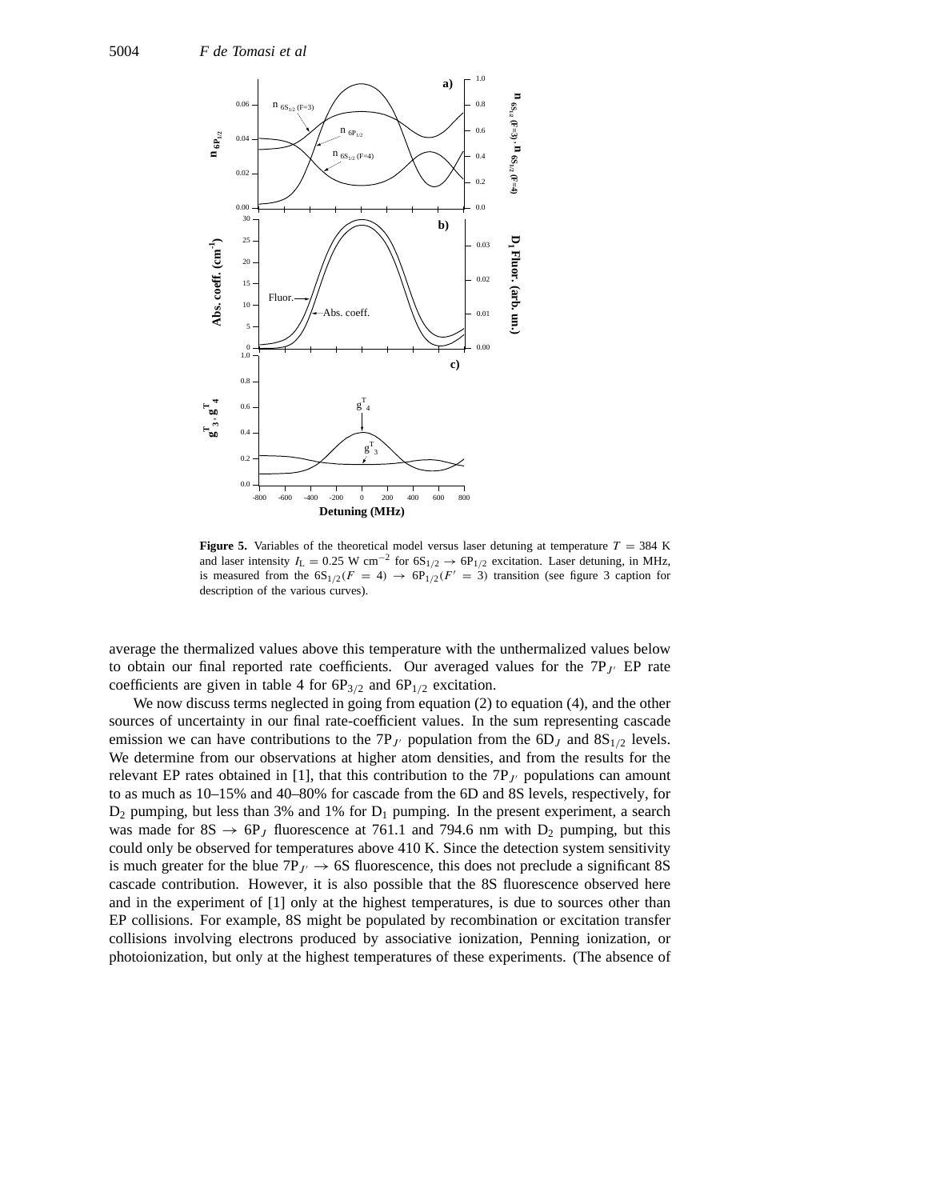**Figure 5.** Variables of the theoretical model versus laser detuning at temperature $T = 384$ K and laser intensity $I_L = 0.25$ W cm$^{-2}$ for $6S_{1/2} \rightarrow 6P_{1/2}$ excitation. Laser detuning, in MHz, is measured from the $6S_{1/2}(F = 4) \rightarrow 6P_{1/2}(F' = 3)$ transition (see figure 3 caption for description of the various curves).

average the thermalized values above this temperature with the unthermalized values below to obtain our final reported rate coefficients. Our averaged values for the $7P_{J'}$ EP rate coefficients are given in table 4 for $6P_{3/2}$ and $6P_{1/2}$ excitation.

We now discuss terms neglected in going from equation (2) to equation (4), and the other sources of uncertainty in our final rate-coefficient values. In the sum representing cascade emission we can have contributions to the $7P_{J'}$ population from the $6D_J$ and $8S_{1/2}$ levels. We determine from our observations at higher atom densities, and from the results for the relevant EP rates obtained in [1], that this contribution to the $7P_{J'}$ populations can amount to as much as 10–15% and 40–80% for cascade from the 6D and 8S levels, respectively, for $D_2$ pumping, but less than 3% and 1% for $D_1$ pumping. In the present experiment, a search was made for $8S \rightarrow 6P_J$ fluorescence at 761.1 and 794.6 nm with $D_2$ pumping, but this could only be observed for temperatures above 410 K. Since the detection system sensitivity is much greater for the blue $7P_{J'} \rightarrow 6S$ fluorescence, this does not preclude a significant 8S cascade contribution. However, it is also possible that the 8S fluorescence observed here and in the experiment of [1] only at the highest temperatures, is due to sources other than EP collisions. For example, 8S might be populated by recombination or excitation transfer collisions involving electrons produced by associative ionization, Penning ionization, or photoionization, but only at the highest temperatures of these experiments. (The absence of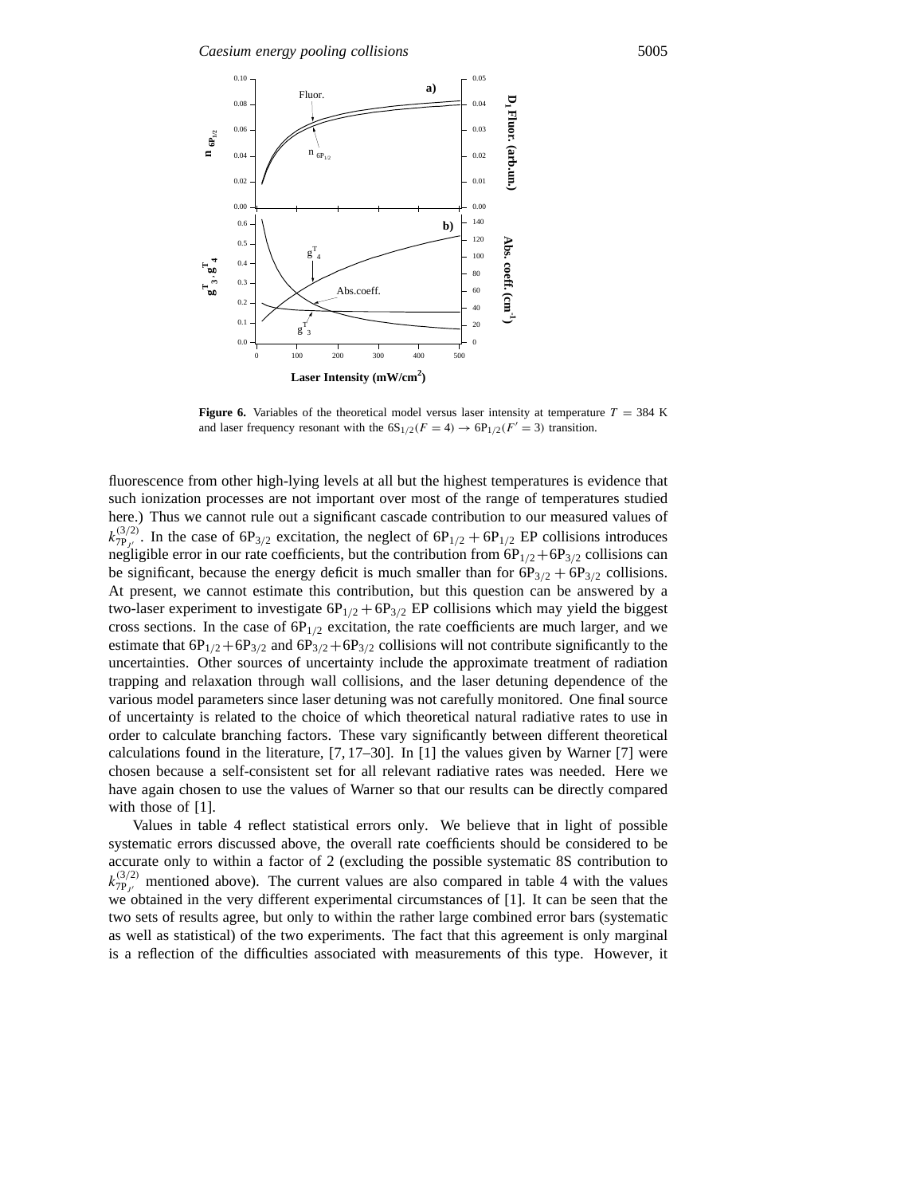**Figure 6.** Variables of the theoretical model versus laser intensity at temperature $T = 384$ K and laser frequency resonant with the $6S_{1/2}(F = 4) \rightarrow 6P_{1/2}(F' = 3)$ transition.

fluorescence from other high-lying levels at all but the highest temperatures is evidence that such ionization processes are not important over most of the range of temperatures studied here.) Thus we cannot rule out a significant cascade contribution to our measured values of $k^{(3/2)}_{7P_{J'}}$. In the case of $6P_{3/2}$ excitation, the neglect of $6P_{1/2} + 6P_{1/2}$ EP collisions introduces negligible error in our rate coefficients, but the contribution from $6P_{1/2} + 6P_{3/2}$ collisions can be significant, because the energy deficit is much smaller than for $6P_{3/2} + 6P_{3/2}$ collisions. At present, we cannot estimate this contribution, but this question can be answered by a two-laser experiment to investigate $6P_{1/2} + 6P_{3/2}$ EP collisions which may yield the biggest cross sections. In the case of $6P_{1/2}$ excitation, the rate coefficients are much larger, and we estimate that $6P_{1/2} + 6P_{3/2}$ and $6P_{3/2} + 6P_{3/2}$ collisions will not contribute significantly to the uncertainties. Other sources of uncertainty include the approximate treatment of radiation trapping and relaxation through wall collisions, and the laser detuning dependence of the various model parameters since laser detuning was not carefully monitored. One final source of uncertainty is related to the choice of which theoretical natural radiative rates to use in order to calculate branching factors. These vary significantly between different theoretical calculations found in the literature, [7, 17–30]. In [1] the values given by Warner [7] were chosen because a self-consistent set for all relevant radiative rates was needed. Here we have again chosen to use the values of Warner so that our results can be directly compared with those of [1].

Values in table 4 reflect statistical errors only. We believe that in light of possible systematic errors discussed above, the overall rate coefficients should be considered to be accurate only to within a factor of 2 (excluding the possible systematic 8S contribution to $k^{(3/2)}_{7P_{J'}}$ mentioned above). The current values are also compared in table 4 with the values we obtained in the very different experimental circumstances of [1]. It can be seen that the two sets of results agree, but only to within the rather large combined error bars (systematic as well as statistical) of the two experiments. The fact that this agreement is only marginal is a reflection of the difficulties associated with measurements of this type. However, it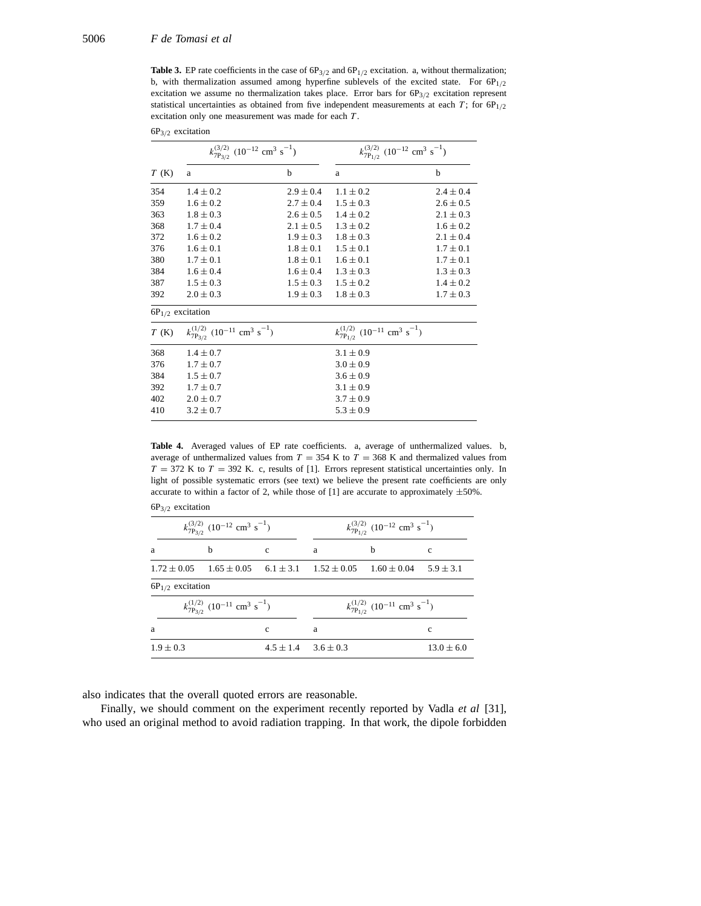**Table 3.** EP rate coefficients in the case of $6P_{3/2}$ and $6P_{1/2}$ excitation. a, without thermalization; b, with thermalization assumed among hyperfine sublevels of the excited state. For $6P_{1/2}$ excitation we assume no thermalization takes place. Error bars for $6P_{3/2}$ excitation represent statistical uncertainties as obtained from five independent measurements at each $T$; for $6P_{1/2}$ excitation only one measurement was made for each $T$.

$6P_{3/2}$ excitation

| | $k^{(3/2)}_{7P_{3/2}}$ ($10^{-12}$ cm$^3$ s$^{-1}$) | | $k^{(3/2)}_{7P_{1/2}}$ ($10^{-12}$ cm$^3$ s$^{-1}$) | |
|---|---|---|---|---|
| $T$ (K) | a | b | a | b |
| 354 | $1.4 \pm 0.2$ | $2.9 \pm 0.4$ | $1.1 \pm 0.2$ | $2.4 \pm 0.4$ |
| 359 | $1.6 \pm 0.2$ | $2.7 \pm 0.4$ | $1.5 \pm 0.3$ | $2.6 \pm 0.5$ |
| 363 | $1.8 \pm 0.3$ | $2.6 \pm 0.5$ | $1.4 \pm 0.2$ | $2.1 \pm 0.3$ |
| 368 | $1.7 \pm 0.4$ | $2.1 \pm 0.5$ | $1.3 \pm 0.2$ | $1.6 \pm 0.2$ |
| 372 | $1.6 \pm 0.2$ | $1.9 \pm 0.3$ | $1.8 \pm 0.3$ | $2.1 \pm 0.4$ |
| 376 | $1.6 \pm 0.1$ | $1.8 \pm 0.1$ | $1.5 \pm 0.1$ | $1.7 \pm 0.1$ |
| 380 | $1.7 \pm 0.1$ | $1.8 \pm 0.1$ | $1.6 \pm 0.1$ | $1.7 \pm 0.1$ |
| 384 | $1.6 \pm 0.4$ | $1.6 \pm 0.4$ | $1.3 \pm 0.3$ | $1.3 \pm 0.3$ |
| 387 | $1.5 \pm 0.3$ | $1.5 \pm 0.3$ | $1.5 \pm 0.2$ | $1.4 \pm 0.2$ |
| 392 | $2.0 \pm 0.3$ | $1.9 \pm 0.3$ | $1.8 \pm 0.3$ | $1.7 \pm 0.3$ |

$6P_{1/2}$ excitation

| $T$ (K) | $k^{(1/2)}_{7P_{3/2}}$ ($10^{-11}$ cm$^3$ s$^{-1}$) | $k^{(1/2)}_{7P_{1/2}}$ ($10^{-11}$ cm$^3$ s$^{-1}$) |
|---|---|---|
| 368 | $1.4 \pm 0.7$ | $3.1 \pm 0.9$ |
| 376 | $1.7 \pm 0.7$ | $3.0 \pm 0.9$ |
| 384 | $1.5 \pm 0.7$ | $3.6 \pm 0.9$ |
| 392 | $1.7 \pm 0.7$ | $3.1 \pm 0.9$ |
| 402 | $2.0 \pm 0.7$ | $3.7 \pm 0.9$ |
| 410 | $3.2 \pm 0.7$ | $5.3 \pm 0.9$ |

**Table 4.** Averaged values of EP rate coefficients. a, average of unthermalized values. b, average of unthermalized values from $T = 354$ K to $T = 368$ K and thermalized values from $T = 372$ K to $T = 392$ K. c, results of [1]. Errors represent statistical uncertainties only. In light of possible systematic errors (see text) we believe the present rate coefficients are only accurate to within a factor of 2, while those of [1] are accurate to approximately $\pm 50\%$.

$6P_{3/2}$ excitation

| $k^{(3/2)}_{7P_{3/2}}$ ($10^{-12}$ cm$^3$ s$^{-1}$) | | | $k^{(3/2)}_{7P_{1/2}}$ ($10^{-12}$ cm$^3$ s$^{-1}$) | | |
|---|---|---|---|---|---|
| a | b | c | a | b | c |
| $1.72 \pm 0.05$ | $1.65 \pm 0.05$ | $6.1 \pm 3.1$ | $1.52 \pm 0.05$ | $1.60 \pm 0.04$ | $5.9 \pm 3.1$ |

$6P_{1/2}$ excitation

| $k^{(1/2)}_{7P_{3/2}}$ ($10^{-11}$ cm$^3$ s$^{-1}$) | | $k^{(1/2)}_{7P_{1/2}}$ ($10^{-11}$ cm$^3$ s$^{-1}$) | |
|---|---|---|---|
| a | c | a | c |
| $1.9 \pm 0.3$ | $4.5 \pm 1.4$ | $3.6 \pm 0.3$ | $13.0 \pm 6.0$ |

also indicates that the overall quoted errors are reasonable.

Finally, we should comment on the experiment recently reported by Vadla *et al* [31], who used an original method to avoid radiation trapping. In that work, the dipole forbidden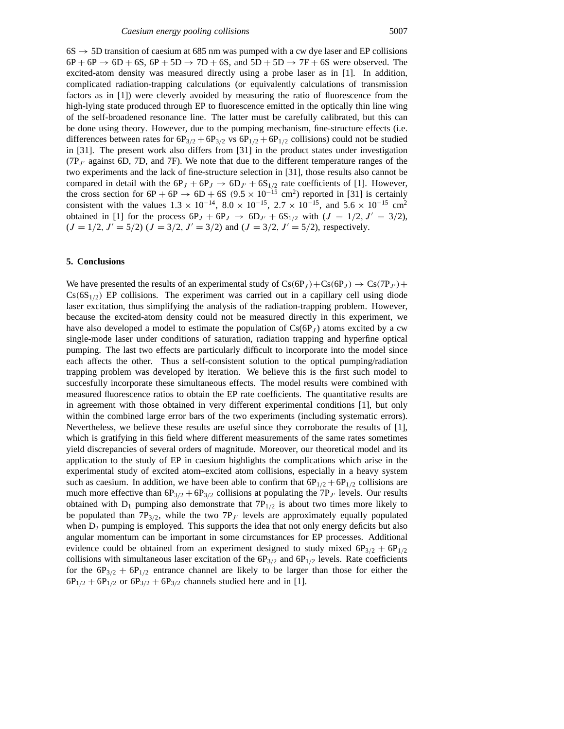$6S \rightarrow 5D$ transition of caesium at 685 nm was pumped with a cw dye laser and EP collisions $6P + 6P \rightarrow 6D + 6S$, $6P + 5D \rightarrow 7D + 6S$, and $5D + 5D \rightarrow 7F + 6S$ were observed. The excited-atom density was measured directly using a probe laser as in [1]. In addition, complicated radiation-trapping calculations (or equivalently calculations of transmission factors as in [1]) were cleverly avoided by measuring the ratio of fluorescence from the high-lying state produced through EP to fluorescence emitted in the optically thin line wing of the self-broadened resonance line. The latter must be carefully calibrated, but this can be done using theory. However, due to the pumping mechanism, fine-structure effects (i.e. differences between rates for $6P_{3/2} + 6P_{3/2}$ vs $6P_{1/2} + 6P_{1/2}$ collisions) could not be studied in [31]. The present work also differs from [31] in the product states under investigation ($7P_{J'}$ against 6D, 7D, and 7F). We note that due to the different temperature ranges of the two experiments and the lack of fine-structure selection in [31], those results also cannot be compared in detail with the $6P_J + 6P_J \rightarrow 6D_{J'} + 6S_{1/2}$ rate coefficients of [1]. However, the cross section for $6P + 6P \rightarrow 6D + 6S$ ($9.5 \times 10^{-15}$ cm$^2$) reported in [31] is certainly consistent with the values $1.3 \times 10^{-14}$, $8.0 \times 10^{-15}$, $2.7 \times 10^{-15}$, and $5.6 \times 10^{-15}$ cm$^2$ obtained in [1] for the process $6P_J + 6P_J \rightarrow 6D_{J'} + 6S_{1/2}$ with ($J = 1/2, J' = 3/2$), ($J = 1/2, J' = 5/2$) ($J = 3/2, J' = 3/2$) and ($J = 3/2, J' = 5/2$), respectively.

## 5. Conclusions

We have presented the results of an experimental study of $\mathrm{Cs}(6P_J) + \mathrm{Cs}(6P_J) \rightarrow \mathrm{Cs}(7P_{J'}) + \mathrm{Cs}(6S_{1/2})$ EP collisions. The experiment was carried out in a capillary cell using diode laser excitation, thus simplifying the analysis of the radiation-trapping problem. However, because the excited-atom density could not be measured directly in this experiment, we have also developed a model to estimate the population of $\mathrm{Cs}(6P_J)$ atoms excited by a cw single-mode laser under conditions of saturation, radiation trapping and hyperfine optical pumping. The last two effects are particularly difficult to incorporate into the model since each affects the other. Thus a self-consistent solution to the optical pumping/radiation trapping problem was developed by iteration. We believe this is the first such model to succesfully incorporate these simultaneous effects. The model results were combined with measured fluorescence ratios to obtain the EP rate coefficients. The quantitative results are in agreement with those obtained in very different experimental conditions [1], but only within the combined large error bars of the two experiments (including systematic errors). Nevertheless, we believe these results are useful since they corroborate the results of [1], which is gratifying in this field where different measurements of the same rates sometimes yield discrepancies of several orders of magnitude. Moreover, our theoretical model and its application to the study of EP in caesium highlights the complications which arise in the experimental study of excited atom–excited atom collisions, especially in a heavy system such as caesium. In addition, we have been able to confirm that $6P_{1/2} + 6P_{1/2}$ collisions are much more effective than $6P_{3/2} + 6P_{3/2}$ collisions at populating the $7P_{J'}$ levels. Our results obtained with $D_1$ pumping also demonstrate that $7P_{1/2}$ is about two times more likely to be populated than $7P_{3/2}$, while the two $7P_{J'}$ levels are approximately equally populated when $D_2$ pumping is employed. This supports the idea that not only energy deficits but also angular momentum can be important in some circumstances for EP processes. Additional evidence could be obtained from an experiment designed to study mixed $6P_{3/2} + 6P_{1/2}$ collisions with simultaneous laser excitation of the $6P_{3/2}$ and $6P_{1/2}$ levels. Rate coefficients for the $6P_{3/2} + 6P_{1/2}$ entrance channel are likely to be larger than those for either the $6P_{1/2} + 6P_{1/2}$ or $6P_{3/2} + 6P_{3/2}$ channels studied here and in [1].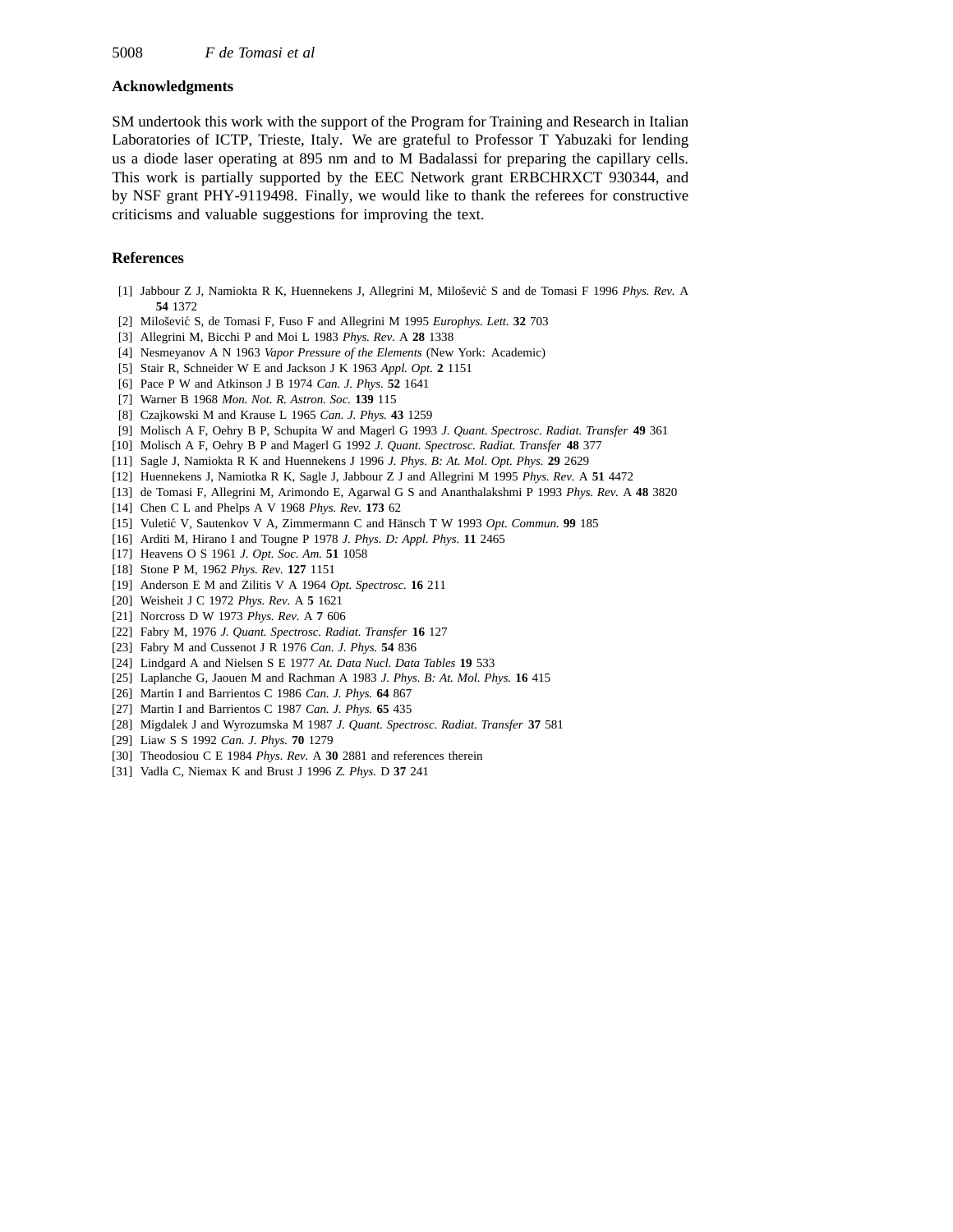## Acknowledgments

SM undertook this work with the support of the Program for Training and Research in Italian Laboratories of ICTP, Trieste, Italy. We are grateful to Professor T Yabuzaki for lending us a diode laser operating at 895 nm and to M Badalassi for preparing the capillary cells. This work is partially supported by the EEC Network grant ERBCHRXCT 930344, and by NSF grant PHY-9119498. Finally, we would like to thank the referees for constructive criticisms and valuable suggestions for improving the text.

## References

[1] Jabbour Z J, Namiokta R K, Huennekens J, Allegrini M, Milošević S and de Tomasi F 1996 *Phys. Rev.* A **54** 1372
[2] Milošević S, de Tomasi F, Fuso F and Allegrini M 1995 *Europhys. Lett.* **32** 703
[3] Allegrini M, Bicchi P and Moi L 1983 *Phys. Rev.* A **28** 1338
[4] Nesmeyanov A N 1963 *Vapor Pressure of the Elements* (New York: Academic)
[5] Stair R, Schneider W E and Jackson J K 1963 *Appl. Opt.* **2** 1151
[6] Pace P W and Atkinson J B 1974 *Can. J. Phys.* **52** 1641
[7] Warner B 1968 *Mon. Not. R. Astron. Soc.* **139** 115
[8] Czajkowski M and Krause L 1965 *Can. J. Phys.* **43** 1259
[9] Molisch A F, Oehry B P, Schupita W and Magerl G 1993 *J. Quant. Spectrosc. Radiat. Transfer* **49** 361
[10] Molisch A F, Oehry B P and Magerl G 1992 *J. Quant. Spectrosc. Radiat. Transfer* **48** 377
[11] Sagle J, Namiokta R K and Huennekens J 1996 *J. Phys. B: At. Mol. Opt. Phys.* **29** 2629
[12] Huennekens J, Namiotka R K, Sagle J, Jabbour Z J and Allegrini M 1995 *Phys. Rev.* A **51** 4472
[13] de Tomasi F, Allegrini M, Arimondo E, Agarwal G S and Ananthalakshmi P 1993 *Phys. Rev.* A **48** 3820
[14] Chen C L and Phelps A V 1968 *Phys. Rev.* **173** 62
[15] Vuletić V, Sautenkov V A, Zimmermann C and Hänsch T W 1993 *Opt. Commun.* **99** 185
[16] Arditi M, Hirano I and Tougne P 1978 *J. Phys. D: Appl. Phys.* **11** 2465
[17] Heavens O S 1961 *J. Opt. Soc. Am.* **51** 1058
[18] Stone P M, 1962 *Phys. Rev.* **127** 1151
[19] Anderson E M and Zilitis V A 1964 *Opt. Spectrosc.* **16** 211
[20] Weisheit J C 1972 *Phys. Rev.* A **5** 1621
[21] Norcross D W 1973 *Phys. Rev.* A **7** 606
[22] Fabry M, 1976 *J. Quant. Spectrosc. Radiat. Transfer* **16** 127
[23] Fabry M and Cussenot J R 1976 *Can. J. Phys.* **54** 836
[24] Lindgard A and Nielsen S E 1977 *At. Data Nucl. Data Tables* **19** 533
[25] Laplanche G, Jaouen M and Rachman A 1983 *J. Phys. B: At. Mol. Phys.* **16** 415
[26] Martin I and Barrientos C 1986 *Can. J. Phys.* **64** 867
[27] Martin I and Barrientos C 1987 *Can. J. Phys.* **65** 435
[28] Migdalek J and Wyrozumska M 1987 *J. Quant. Spectrosc. Radiat. Transfer* **37** 581
[29] Liaw S S 1992 *Can. J. Phys.* **70** 1279
[30] Theodosiou C E 1984 *Phys. Rev.* A **30** 2881 and references therein
[31] Vadla C, Niemax K and Brust J 1996 *Z. Phys.* D **37** 241